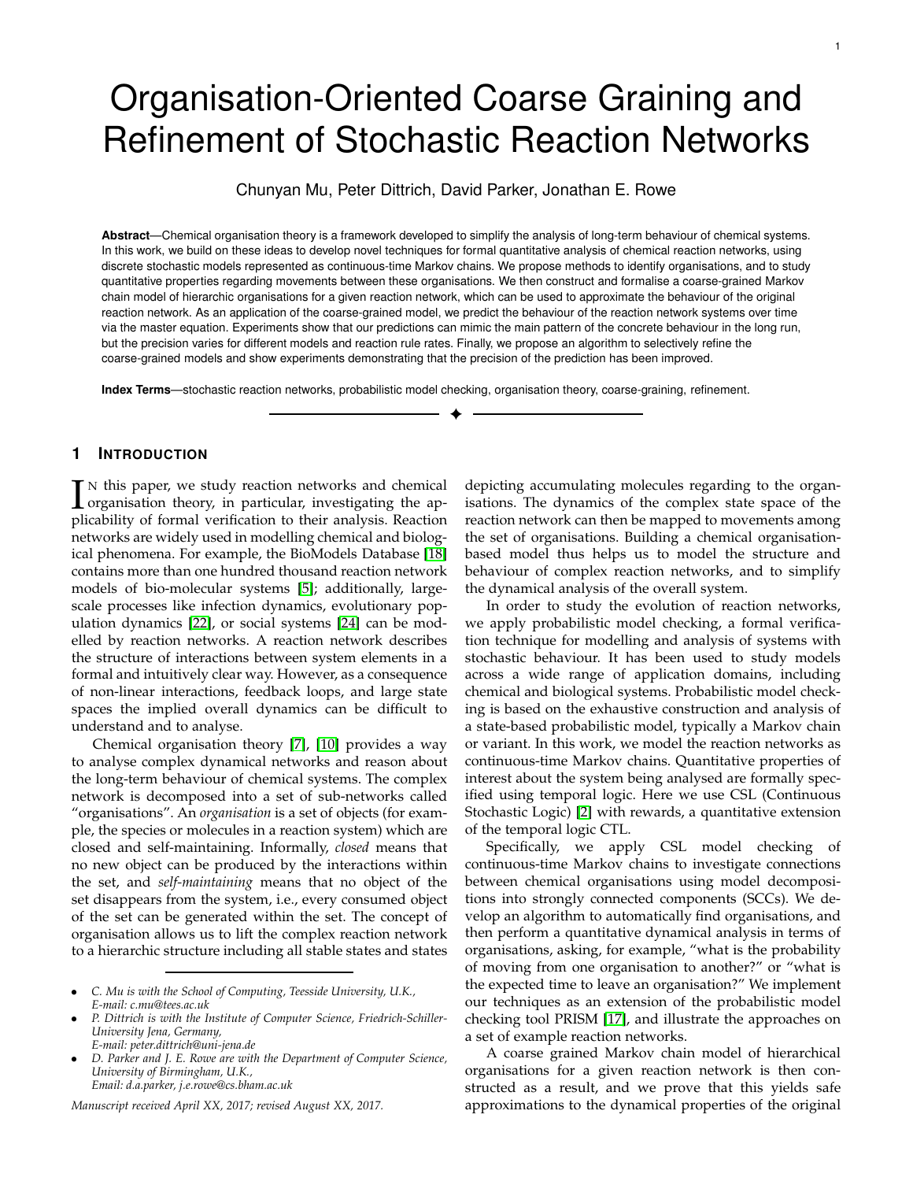# Organisation-Oriented Coarse Graining and Refinement of Stochastic Reaction Networks

Chunyan Mu, Peter Dittrich, David Parker, Jonathan E. Rowe

**Abstract**—Chemical organisation theory is a framework developed to simplify the analysis of long-term behaviour of chemical systems. In this work, we build on these ideas to develop novel techniques for formal quantitative analysis of chemical reaction networks, using discrete stochastic models represented as continuous-time Markov chains. We propose methods to identify organisations, and to study quantitative properties regarding movements between these organisations. We then construct and formalise a coarse-grained Markov chain model of hierarchic organisations for a given reaction network, which can be used to approximate the behaviour of the original reaction network. As an application of the coarse-grained model, we predict the behaviour of the reaction network systems over time via the master equation. Experiments show that our predictions can mimic the main pattern of the concrete behaviour in the long run, but the precision varies for different models and reaction rule rates. Finally, we propose an algorithm to selectively refine the coarse-grained models and show experiments demonstrating that the precision of the prediction has been improved.

**Index Terms**—stochastic reaction networks, probabilistic model checking, organisation theory, coarse-graining, refinement.

## 1 Introduction

In this paper, we study reaction networks and chemical organisation theory, in particular, investigating the applicability of formal verification to their analysis. Reaction networks are widely used in modelling chemical and biological phenomena. For example, the BioModels Database [18] contains more than one hundred thousand reaction network models of bio-molecular systems [5]; additionally, large-scale processes like infection dynamics, evolutionary population dynamics [22], or social systems [24] can be modelled by reaction networks. A reaction network describes the structure of interactions between system elements in a formal and intuitively clear way. However, as a consequence of non-linear interactions, feedback loops, and large state spaces the implied overall dynamics can be difficult to understand and to analyse.

Chemical organisation theory [7], [10] provides a way to analyse complex dynamical networks and reason about the long-term behaviour of chemical systems. The complex network is decomposed into a set of sub-networks called "organisations". An *organisation* is a set of objects (for example, the species or molecules in a reaction system) which are closed and self-maintaining. Informally, *closed* means that no new object can be produced by the interactions within the set, and *self-maintaining* means that no object of the set disappears from the system, i.e., every consumed object of the set can be generated within the set. The concept of organisation allows us to lift the complex reaction network to a hierarchic structure including all stable states and states depicting accumulating molecules regarding to the organisations. The dynamics of the complex state space of the reaction network can then be mapped to movements among the set of organisations. Building a chemical organisation-based model thus helps us to model the structure and behaviour of complex reaction networks, and to simplify the dynamical analysis of the overall system.

In order to study the evolution of reaction networks, we apply probabilistic model checking, a formal verification technique for modelling and analysis of systems with stochastic behaviour. It has been used to study models across a wide range of application domains, including chemical and biological systems. Probabilistic model checking is based on the exhaustive construction and analysis of a state-based probabilistic model, typically a Markov chain or variant. In this work, we model the reaction networks as continuous-time Markov chains. Quantitative properties of interest about the system being analysed are formally specified using temporal logic. Here we use CSL (Continuous Stochastic Logic) [2] with rewards, a quantitative extension of the temporal logic CTL.

Specifically, we apply CSL model checking of continuous-time Markov chains to investigate connections between chemical organisations using model decompositions into strongly connected components (SCCs). We develop an algorithm to automatically find organisations, and then perform a quantitative dynamical analysis in terms of organisations, asking, for example, "what is the probability of moving from one organisation to another?" or "what is the expected time to leave an organisation?" We implement our techniques as an extension of the probabilistic model checking tool PRISM [17], and illustrate the approaches on a set of example reaction networks.

A coarse grained Markov chain model of hierarchical organisations for a given reaction network is then constructed as a result, and we prove that this yields safe approximations to the dynamical properties of the original

- *C. Mu is with the School of Computing, Teesside University, U.K., E-mail: c.mu@tees.ac.uk*
- *P. Dittrich is with the Institute of Computer Science, Friedrich-Schiller-University Jena, Germany, E-mail: peter.dittrich@uni-jena.de*
- *D. Parker and J. E. Rowe are with the Department of Computer Science, University of Birmingham, U.K., Email: d.a.parker, j.e.rowe@cs.bham.ac.uk*

*Manuscript received April XX, 2017; revised August XX, 2017.*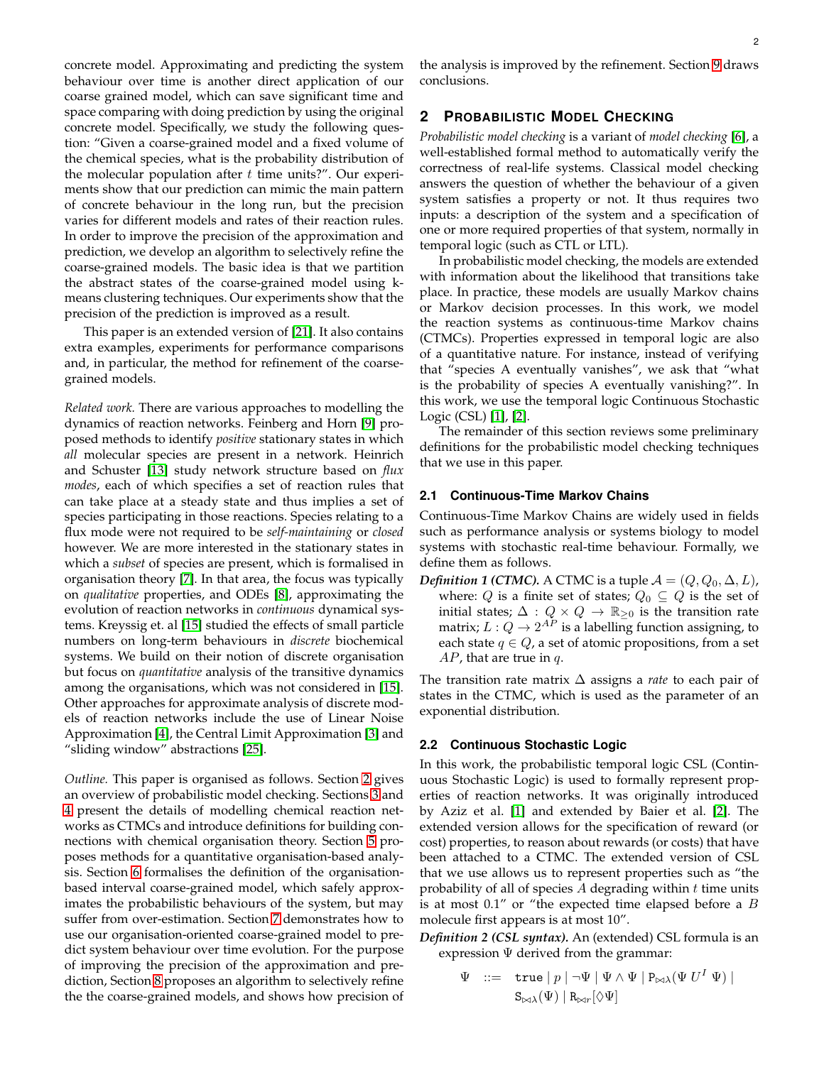concrete model. Approximating and predicting the system behaviour over time is another direct application of our coarse grained model, which can save significant time and space comparing with doing prediction by using the original concrete model. Specifically, we study the following question: "Given a coarse-grained model and a fixed volume of the chemical species, what is the probability distribution of the molecular population after $t$ time units?". Our experiments show that our prediction can mimic the main pattern of concrete behaviour in the long run, but the precision varies for different models and rates of their reaction rules. In order to improve the precision of the approximation and prediction, we develop an algorithm to selectively refine the coarse-grained models. The basic idea is that we partition the abstract states of the coarse-grained model using k-means clustering techniques. Our experiments show that the precision of the prediction is improved as a result.

This paper is an extended version of [21]. It also contains extra examples, experiments for performance comparisons and, in particular, the method for refinement of the coarse-grained models.

*Related work.* There are various approaches to modelling the dynamics of reaction networks. Feinberg and Horn [9] proposed methods to identify *positive* stationary states in which *all* molecular species are present in a network. Heinrich and Schuster [13] study network structure based on *flux modes*, each of which specifies a set of reaction rules that can take place at a steady state and thus implies a set of species participating in those reactions. Species relating to a flux mode were not required to be *self-maintaining* or *closed* however. We are more interested in the stationary states in which a *subset* of species are present, which is formalised in organisation theory [7]. In that area, the focus was typically on *qualitative* properties, and ODEs [8], approximating the evolution of reaction networks in *continuous* dynamical systems. Kreyssig et. al [15] studied the effects of small particle numbers on long-term behaviours in *discrete* biochemical systems. We build on their notion of discrete organisation but focus on *quantitative* analysis of the transitive dynamics among the organisations, which was not considered in [15]. Other approaches for approximate analysis of discrete models of reaction networks include the use of Linear Noise Approximation [4], the Central Limit Approximation [3] and "sliding window" abstractions [25].

*Outline.* This paper is organised as follows. Section 2 gives an overview of probabilistic model checking. Sections 3 and 4 present the details of modelling chemical reaction networks as CTMCs and introduce definitions for building connections with chemical organisation theory. Section 5 proposes methods for a quantitative organisation-based analysis. Section 6 formalises the definition of the organisation-based interval coarse-grained model, which safely approximates the probabilistic behaviours of the system, but may suffer from over-estimation. Section 7 demonstrates how to use our organisation-oriented coarse-grained model to predict system behaviour over time evolution. For the purpose of improving the precision of the approximation and prediction, Section 8 proposes an algorithm to selectively refine the the coarse-grained models, and shows how precision of the analysis is improved by the refinement. Section 9 draws conclusions.

## 2 Probabilistic Model Checking

*Probabilistic model checking* is a variant of *model checking* [6], a well-established formal method to automatically verify the correctness of real-life systems. Classical model checking answers the question of whether the behaviour of a given system satisfies a property or not. It thus requires two inputs: a description of the system and a specification of one or more required properties of that system, normally in temporal logic (such as CTL or LTL).

In probabilistic model checking, the models are extended with information about the likelihood that transitions take place. In practice, these models are usually Markov chains or Markov decision processes. In this work, we model the reaction systems as continuous-time Markov chains (CTMCs). Properties expressed in temporal logic are also of a quantitative nature. For instance, instead of verifying that "species A eventually vanishes", we ask that "what is the probability of species A eventually vanishing?". In this work, we use the temporal logic Continuous Stochastic Logic (CSL) [1], [2].

The remainder of this section reviews some preliminary definitions for the probabilistic model checking techniques that we use in this paper.

### 2.1 Continuous-Time Markov Chains

Continuous-Time Markov Chains are widely used in fields such as performance analysis or systems biology to model systems with stochastic real-time behaviour. Formally, we define them as follows.

***Definition 1 (CTMC).*** A CTMC is a tuple $\mathcal{A} = (Q, Q_0, \Delta, L)$, where: $Q$ is a finite set of states; $Q_0 \subseteq Q$ is the set of initial states; $\Delta : Q \times Q \rightarrow \mathbb{R}_{\geq 0}$ is the transition rate matrix; $L : Q \rightarrow 2^{AP}$ is a labelling function assigning, to each state $q \in Q$, a set of atomic propositions, from a set $AP$, that are true in $q$.

The transition rate matrix $\Delta$ assigns a *rate* to each pair of states in the CTMC, which is used as the parameter of an exponential distribution.

### 2.2 Continuous Stochastic Logic

In this work, the probabilistic temporal logic CSL (Continuous Stochastic Logic) is used to formally represent properties of reaction networks. It was originally introduced by Aziz et al. [1] and extended by Baier et al. [2]. The extended version allows for the specification of reward (or cost) properties, to reason about rewards (or costs) that have been attached to a CTMC. The extended version of CSL that we use allows us to represent properties such as "the probability of all of species $A$ degrading within $t$ time units is at most 0.1" or "the expected time elapsed before a $B$ molecule first appears is at most 10".

***Definition 2 (CSL syntax).*** An (extended) CSL formula is an expression $\Psi$ derived from the grammar:

$$\Psi \quad ::= \quad \texttt{true} \mid p \mid \neg\Psi \mid \Psi \wedge \Psi \mid \mathtt{P}_{\bowtie\lambda}(\Psi \; U^{I} \; \Psi) \mid \mathtt{S}_{\bowtie\lambda}(\Psi) \mid \mathtt{R}_{\bowtie r}[\Diamond\Psi]$$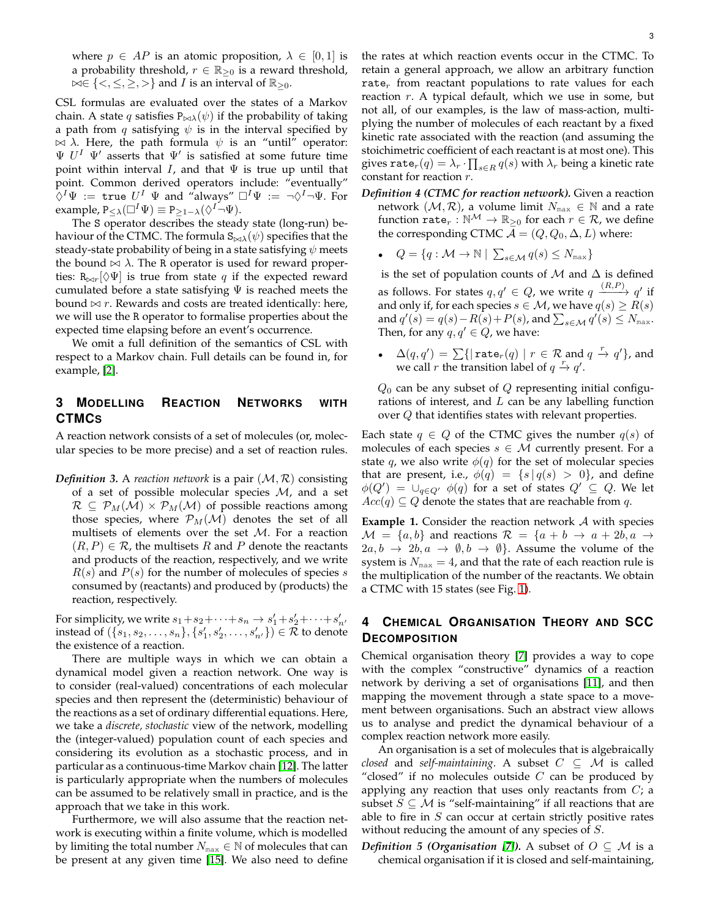where $p \in AP$ is an atomic proposition, $\lambda \in [0,1]$ is a probability threshold, $r \in \mathbb{R}_{\geq 0}$ is a reward threshold, $\bowtie \in \{<, \leq, \geq, >\}$ and $I$ is an interval of $\mathbb{R}_{\geq 0}$.

CSL formulas are evaluated over the states of a Markov chain. A state $q$ satisfies $\mathtt{P}_{\bowtie\lambda}(\psi)$ if the probability of taking a path from $q$ satisfying $\psi$ is in the interval specified by $\bowtie \lambda$. Here, the path formula $\psi$ is an "until" operator: $\Psi\ U^I\ \Psi'$ asserts that $\Psi'$ is satisfied at some future time point within interval $I$, and that $\Psi$ is true up until that point. Common derived operators include: "eventually" $\Diamond^I \Psi := \mathtt{true}\ U^I\ \Psi$ and "always" $\Box^I \Psi := \neg\Diamond^I \neg\Psi$. For example, $\mathtt{P}_{\leq\lambda}(\Box^I \Psi) \equiv \mathtt{P}_{\geq 1-\lambda}(\Diamond^I \neg\Psi)$.

The S operator describes the steady state (long-run) behaviour of the CTMC. The formula $\mathtt{S}_{\bowtie\lambda}(\psi)$ specifies that the steady-state probability of being in a state satisfying $\psi$ meets the bound $\bowtie \lambda$. The R operator is used for reward properties: $\mathtt{R}_{\bowtie r}[\Diamond \Psi]$ is true from state $q$ if the expected reward cumulated before a state satisfying $\Psi$ is reached meets the bound $\bowtie r$. Rewards and costs are treated identically: here, we will use the R operator to formalise properties about the expected time elapsing before an event's occurrence.

We omit a full definition of the semantics of CSL with respect to a Markov chain. Full details can be found in, for example, [2].

# 3 Modelling Reaction Networks with CTMCs

A reaction network consists of a set of molecules (or, molecular species to be more precise) and a set of reaction rules.

***Definition 3.*** A *reaction network* is a pair $(\mathcal{M}, \mathcal{R})$ consisting of a set of possible molecular species $\mathcal{M}$, and a set $\mathcal{R} \subseteq \mathcal{P}_M(\mathcal{M}) \times \mathcal{P}_M(\mathcal{M})$ of possible reactions among those species, where $\mathcal{P}_M(\mathcal{M})$ denotes the set of all multisets of elements over the set $\mathcal{M}$. For a reaction $(R, P) \in \mathcal{R}$, the multisets $R$ and $P$ denote the reactants and products of the reaction, respectively, and we write $R(s)$ and $P(s)$ for the number of molecules of species $s$ consumed by (reactants) and produced by (products) the reaction, respectively.

For simplicity, we write $s_1+s_2+\cdots+s_n \rightarrow s'_1+s'_2+\cdots+s'_{n'}$ instead of $(\{s_1, s_2, \ldots, s_n\}, \{s'_1, s'_2, \ldots, s'_{n'}\}) \in \mathcal{R}$ to denote the existence of a reaction.

There are multiple ways in which we can obtain a dynamical model given a reaction network. One way is to consider (real-valued) concentrations of each molecular species and then represent the (deterministic) behaviour of the reactions as a set of ordinary differential equations. Here, we take a *discrete, stochastic* view of the network, modelling the (integer-valued) population count of each species and considering its evolution as a stochastic process, and in particular as a continuous-time Markov chain [12]. The latter is particularly appropriate when the numbers of molecules can be assumed to be relatively small in practice, and is the approach that we take in this work.

Furthermore, we will also assume that the reaction network is executing within a finite volume, which is modelled by limiting the total number $N_{\text{max}} \in \mathbb{N}$ of molecules that can be present at any given time [15]. We also need to define the rates at which reaction events occur in the CTMC. To retain a general approach, we allow an arbitrary function $\mathtt{rate}_r$ from reactant populations to rate values for each reaction $r$. A typical default, which we use in some, but not all, of our examples, is the law of mass-action, multiplying the number of molecules of each reactant by a fixed kinetic rate associated with the reaction (and assuming the stoichimetric coefficient of each reactant is at most one). This gives $\mathtt{rate}_r(q) = \lambda_r \cdot \prod_{s\in R} q(s)$ with $\lambda_r$ being a kinetic rate constant for reaction $r$.

***Definition 4 (CTMC for reaction network).*** Given a reaction network $(\mathcal{M}, \mathcal{R})$, a volume limit $N_{\text{max}} \in \mathbb{N}$ and a rate function $\mathtt{rate}_r : \mathbb{N}^{\mathcal{M}} \rightarrow \mathbb{R}_{\geq 0}$ for each $r \in \mathcal{R}$, we define the corresponding CTMC $\mathcal{A} = (Q, Q_0, \Delta, L)$ where:

- $Q = \{q : \mathcal{M} \rightarrow \mathbb{N} \mid \sum_{s\in\mathcal{M}} q(s) \leq N_{\text{max}}\}$

  is the set of population counts of $\mathcal{M}$ and $\Delta$ is defined as follows. For states $q, q' \in Q$, we write $q \xrightarrow{(R,P)} q'$ if and only if, for each species $s \in \mathcal{M}$, we have $q(s) \geq R(s)$ and $q'(s) = q(s) - R(s) + P(s)$, and $\sum_{s\in\mathcal{M}} q'(s) \leq N_{\text{max}}$. Then, for any $q, q' \in Q$, we have:

- $\Delta(q, q') = \sum\{|\, \mathtt{rate}_r(q) \mid r \in \mathcal{R} \text{ and } q \xrightarrow{r} q'\}$, and we call $r$ the transition label of $q \xrightarrow{r} q'$.

$Q_0$ can be any subset of $Q$ representing initial configurations of interest, and $L$ can be any labelling function over $Q$ that identifies states with relevant properties.

Each state $q \in Q$ of the CTMC gives the number $q(s)$ of molecules of each species $s \in \mathcal{M}$ currently present. For a state $q$, we also write $\phi(q)$ for the set of molecular species that are present, i.e., $\phi(q) = \{s \,|\, q(s) > 0\}$, and define $\phi(Q') = \cup_{q\in Q'} \phi(q)$ for a set of states $Q' \subseteq Q$. We let $Acc(q) \subseteq Q$ denote the states that are reachable from $q$.

**Example 1.** Consider the reaction network $\mathcal{A}$ with species $\mathcal{M} = \{a, b\}$ and reactions $\mathcal{R} = \{a + b \rightarrow a + 2b, a \rightarrow 2a, b \rightarrow 2b, a \rightarrow \emptyset, b \rightarrow \emptyset\}$. Assume the volume of the system is $N_{\text{max}} = 4$, and that the rate of each reaction rule is the multiplication of the number of the reactants. We obtain a CTMC with 15 states (see Fig. 1).

# 4 Chemical Organisation Theory and SCC Decomposition

Chemical organisation theory [7] provides a way to cope with the complex "constructive" dynamics of a reaction network by deriving a set of organisations [11], and then mapping the movement through a state space to a movement between organisations. Such an abstract view allows us to analyse and predict the dynamical behaviour of a complex reaction network more easily.

An organisation is a set of molecules that is algebraically *closed* and *self-maintaining*. A subset $C \subseteq \mathcal{M}$ is called "closed" if no molecules outside $C$ can be produced by applying any reaction that uses only reactants from $C$; a subset $S \subseteq \mathcal{M}$ is "self-maintaining" if all reactions that are able to fire in $S$ can occur at certain strictly positive rates without reducing the amount of any species of $S$.

***Definition 5 (Organisation [7]).*** A subset of $O \subseteq \mathcal{M}$ is a chemical organisation if it is closed and self-maintaining,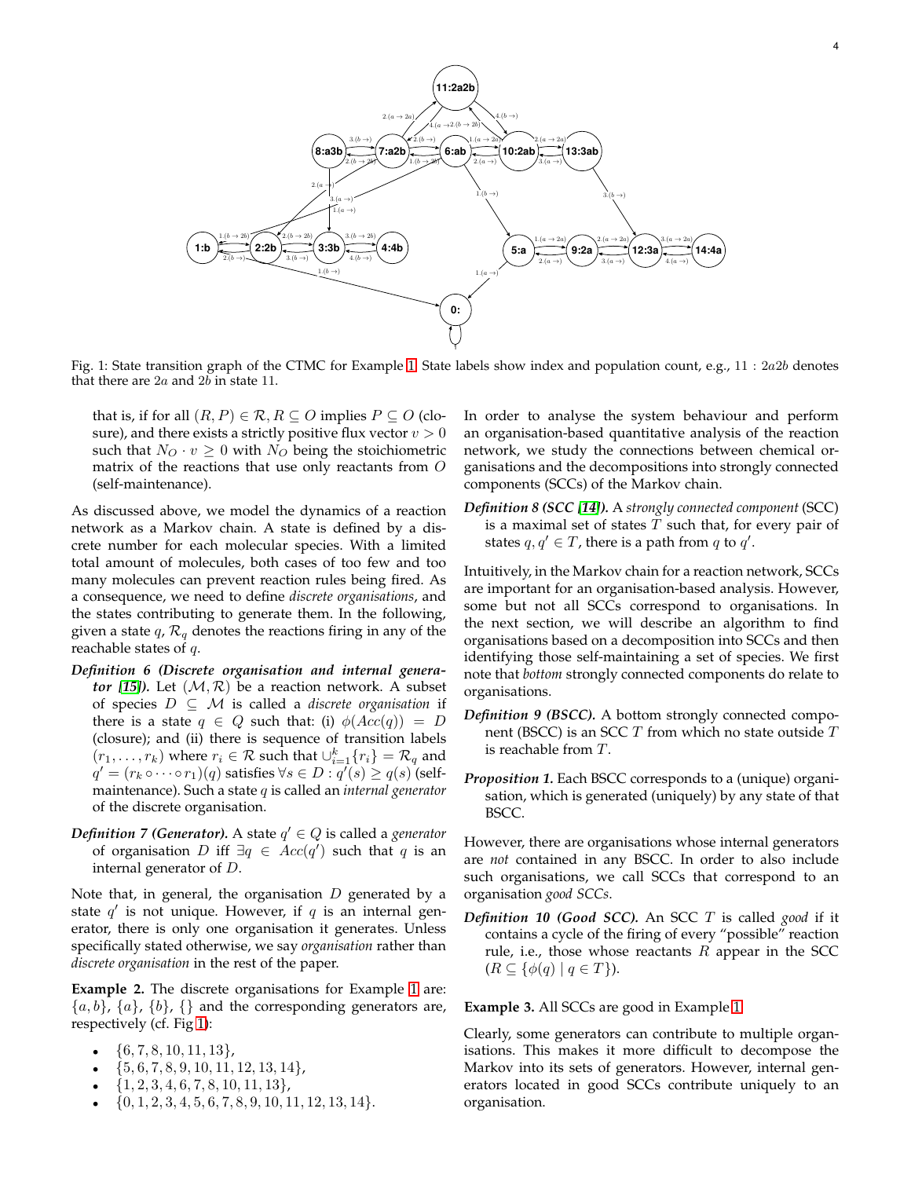Fig. 1: State transition graph of the CTMC for Example 1. State labels show index and population count, e.g., $11 : 2a2b$ denotes that there are $2a$ and $2b$ in state 11.

that is, if for all $(R, P) \in \mathcal{R}$, $R \subseteq O$ implies $P \subseteq O$ (closure), and there exists a strictly positive flux vector $v > 0$ such that $N_O \cdot v \geq 0$ with $N_O$ being the stoichiometric matrix of the reactions that use only reactants from $O$ (self-maintenance).

As discussed above, we model the dynamics of a reaction network as a Markov chain. A state is defined by a discrete number for each molecular species. With a limited total amount of molecules, both cases of too few and too many molecules can prevent reaction rules being fired. As a consequence, we need to define *discrete organisations*, and the states contributing to generate them. In the following, given a state $q$, $\mathcal{R}_q$ denotes the reactions firing in any of the reachable states of $q$.

***Definition 6 (Discrete organisation and internal generator [15]).*** Let $(\mathcal{M}, \mathcal{R})$ be a reaction network. A subset of species $D \subseteq \mathcal{M}$ is called a *discrete organisation* if there is a state $q \in Q$ such that: (i) $\phi(Acc(q)) = D$ (closure); and (ii) there is sequence of transition labels $(r_1, \ldots, r_k)$ where $r_i \in \mathcal{R}$ such that $\cup_{i=1}^{k}\{r_i\} = \mathcal{R}_q$ and $q' = (r_k \circ \cdots \circ r_1)(q)$ satisfies $\forall s \in D : q'(s) \geq q(s)$ (self-maintenance). Such a state $q$ is called an *internal generator* of the discrete organisation.

***Definition 7 (Generator).*** A state $q' \in Q$ is called a *generator* of organisation $D$ iff $\exists q \in Acc(q')$ such that $q$ is an internal generator of $D$.

Note that, in general, the organisation $D$ generated by a state $q'$ is not unique. However, if $q$ is an internal generator, there is only one organisation it generates. Unless specifically stated otherwise, we say *organisation* rather than *discrete organisation* in the rest of the paper.

**Example 2.** The discrete organisations for Example 1 are: $\{a, b\}$, $\{a\}$, $\{b\}$, $\{\}$ and the corresponding generators are, respectively (cf. Fig 1):

- $\{6, 7, 8, 10, 11, 13\}$,
- $\{5, 6, 7, 8, 9, 10, 11, 12, 13, 14\}$,
- $\{1, 2, 3, 4, 6, 7, 8, 10, 11, 13\}$,
- $\{0, 1, 2, 3, 4, 5, 6, 7, 8, 9, 10, 11, 12, 13, 14\}$.

In order to analyse the system behaviour and perform an organisation-based quantitative analysis of the reaction network, we study the connections between chemical organisations and the decompositions into strongly connected components (SCCs) of the Markov chain.

***Definition 8 (SCC [14]).*** A *strongly connected component* (SCC) is a maximal set of states $T$ such that, for every pair of states $q, q' \in T$, there is a path from $q$ to $q'$.

Intuitively, in the Markov chain for a reaction network, SCCs are important for an organisation-based analysis. However, some but not all SCCs correspond to organisations. In the next section, we will describe an algorithm to find organisations based on a decomposition into SCCs and then identifying those self-maintaining a set of species. We first note that *bottom* strongly connected components do relate to organisations.

***Definition 9 (BSCC).*** A bottom strongly connected component (BSCC) is an SCC $T$ from which no state outside $T$ is reachable from $T$.

***Proposition 1.*** Each BSCC corresponds to a (unique) organisation, which is generated (uniquely) by any state of that BSCC.

However, there are organisations whose internal generators are *not* contained in any BSCC. In order to also include such organisations, we call SCCs that correspond to an organisation *good SCCs*.

***Definition 10 (Good SCC).*** An SCC $T$ is called *good* if it contains a cycle of the firing of every "possible" reaction rule, i.e., those whose reactants $R$ appear in the SCC ($R \subseteq \{\phi(q) \mid q \in T\}$).

**Example 3.** All SCCs are good in Example 1.

Clearly, some generators can contribute to multiple organisations. This makes it more difficult to decompose the Markov into its sets of generators. However, internal generators located in good SCCs contribute uniquely to an organisation.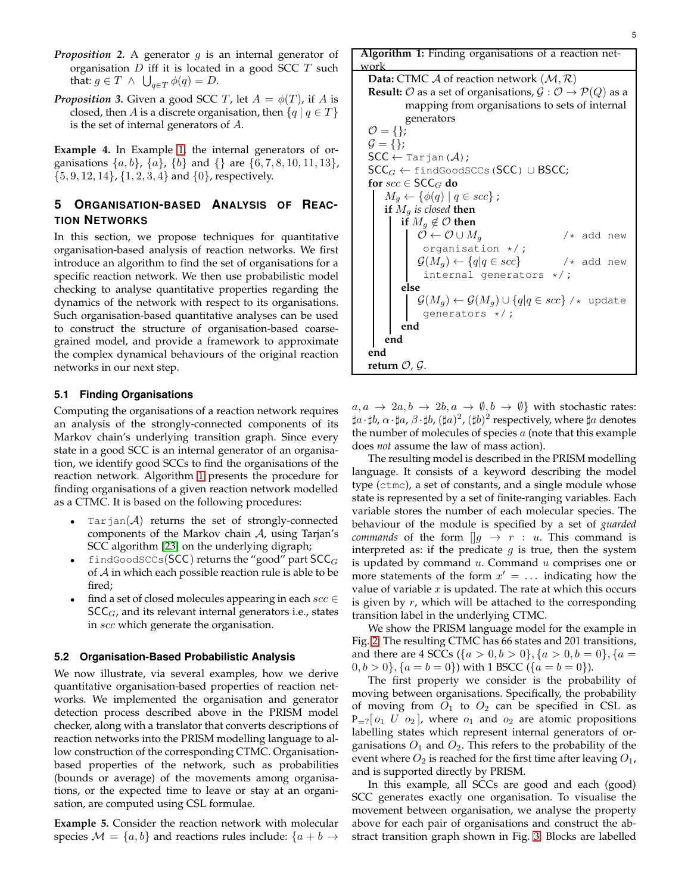*Proposition 2.* A generator $g$ is an internal generator of organisation $D$ iff it is located in a good SCC $T$ such that: $g \in T \ \wedge \ \bigcup_{q \in T} \phi(q) = D$.

*Proposition 3.* Given a good SCC $T$, let $A = \phi(T)$, if $A$ is closed, then $A$ is a discrete organisation, then $\{q \mid q \in T\}$ is the set of internal generators of $A$.

**Example 4.** In Example 1, the internal generators of organisations $\{a, b\}$, $\{a\}$, $\{b\}$ and $\{\}$ are $\{6, 7, 8, 10, 11, 13\}$, $\{5, 9, 12, 14\}$, $\{1, 2, 3, 4\}$ and $\{0\}$, respectively.

## 5 Organisation-based Analysis of Reaction Networks

In this section, we propose techniques for quantitative organisation-based analysis of reaction networks. We first introduce an algorithm to find the set of organisations for a specific reaction network. We then use probabilistic model checking to analyse quantitative properties regarding the dynamics of the network with respect to its organisations. Such organisation-based quantitative analyses can be used to construct the structure of organisation-based coarse-grained model, and provide a framework to approximate the complex dynamical behaviours of the original reaction networks in our next step.

### 5.1 Finding Organisations

Computing the organisations of a reaction network requires an analysis of the strongly-connected components of its Markov chain's underlying transition graph. Since every state in a good SCC is an internal generator of an organisation, we identify good SCCs to find the organisations of the reaction network. Algorithm 1 presents the procedure for finding organisations of a given reaction network modelled as a CTMC. It is based on the following procedures:

- `Tarjan`($\mathcal{A}$) returns the set of strongly-connected components of the Markov chain $\mathcal{A}$, using Tarjan's SCC algorithm [23] on the underlying digraph;
- `findGoodSCCs`(SCC) returns the "good" part $\mathsf{SCC}_G$ of $\mathcal{A}$ in which each possible reaction rule is able to be fired;
- find a set of closed molecules appearing in each $scc \in \mathsf{SCC}_G$, and its relevant internal generators i.e., states in $scc$ which generate the organisation.

**Algorithm 1:** Finding organisations of a reaction network

**Data:** CTMC $\mathcal{A}$ of reaction network $(\mathcal{M}, \mathcal{R})$
**Result:** $\mathcal{O}$ as a set of organisations, $\mathcal{G} : \mathcal{O} \to \mathcal{P}(Q)$ as a mapping from organisations to sets of internal generators

```
O = {};
G = {};
SCC ← Tarjan(A);
SCC_G ← findGoodSCCs(SCC) ∪ BSCC;
for scc ∈ SCC_G do
    M_g ← {φ(q) | q ∈ scc} ;
    if M_g is closed then
        if M_g ∉ O then
            O ← O ∪ M_g                  /* add new organisation */;
            G(M_g) ← {q | q ∈ scc}       /* add new internal generators */;
        else
            G(M_g) ← G(M_g) ∪ {q | q ∈ scc} /* update generators */;
        end
    end
end
return O, G.
```

### 5.2 Organisation-Based Probabilistic Analysis

We now illustrate, via several examples, how we derive quantitative organisation-based properties of reaction networks. We implemented the organisation and generator detection process described above in the PRISM model checker, along with a translator that converts descriptions of reaction networks into the PRISM modelling language to allow construction of the corresponding CTMC. Organisation-based properties of the network, such as probabilities (bounds or average) of the movements among organisations, or the expected time to leave or stay at an organisation, are computed using CSL formulae.

**Example 5.** Consider the reaction network with molecular species $\mathcal{M} = \{a, b\}$ and reactions rules include: $\{a + b \to a, a \to 2a, b \to 2b, a \to \emptyset, b \to \emptyset\}$ with stochastic rates: $\sharp a \cdot \sharp b$, $\alpha \cdot \sharp a$, $\beta \cdot \sharp b$, $(\sharp a)^2$, $(\sharp b)^2$ respectively, where $\sharp a$ denotes the number of molecules of species $a$ (note that this example does *not* assume the law of mass action).

The resulting model is described in the PRISM modelling language. It consists of a keyword describing the model type (`ctmc`), a set of constants, and a single module whose state is represented by a set of finite-ranging variables. Each variable stores the number of each molecular species. The behaviour of the module is specified by a set of *guarded commands* of the form $[] g \to r : u$. This command is interpreted as: if the predicate $g$ is true, then the system is updated by command $u$. Command $u$ comprises one or more statements of the form $x' = \ldots$ indicating how the value of variable $x$ is updated. The rate at which this occurs is given by $r$, which will be attached to the corresponding transition label in the underlying CTMC.

We show the PRISM language model for the example in Fig. 2. The resulting CTMC has 66 states and 201 transitions, and there are 4 SCCs ($\{a > 0, b > 0\}, \{a > 0, b = 0\}, \{a = 0, b > 0\}, \{a = b = 0\}$) with 1 BSCC ($\{a = b = 0\}$).

The first property we consider is the probability of moving between organisations. Specifically, the probability of moving from $O_1$ to $O_2$ can be specified in CSL as $\mathrm{P}_{=?}[\, o_1 \ U \ o_2 \,]$, where $o_1$ and $o_2$ are atomic propositions labelling states which represent internal generators of organisations $O_1$ and $O_2$. This refers to the probability of the event where $O_2$ is reached for the first time after leaving $O_1$, and is supported directly by PRISM.

In this example, all SCCs are good and each (good) SCC generates exactly one organisation. To visualise the movement between organisation, we analyse the property above for each pair of organisations and construct the abstract transition graph shown in Fig. 3. Blocks are labelled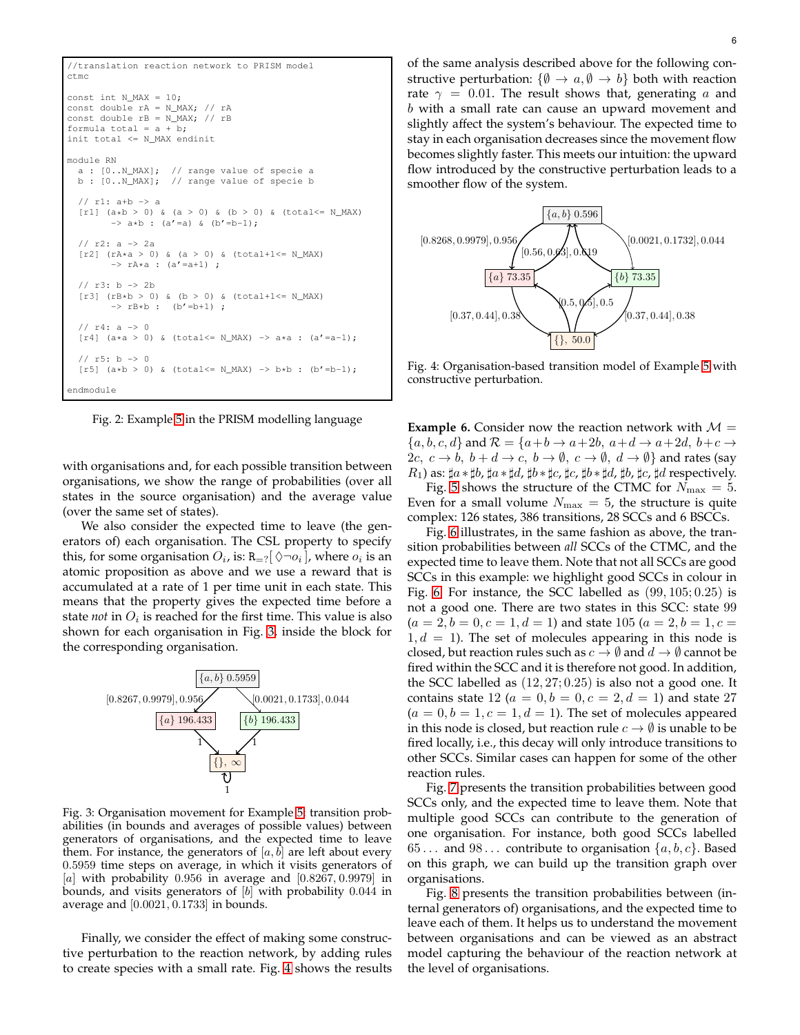```
//translation reaction network to PRISM model
ctmc

const int N_MAX = 10;
const double rA = N_MAX; // rA
const double rB = N_MAX; // rB
formula total = a + b;
init total <= N_MAX endinit

module RN
  a : [0..N_MAX];  // range value of specie a
  b : [0..N_MAX];  // range value of specie b

  // r1: a+b -> a
  [r1] (a*b > 0) & (a > 0) & (b > 0) & (total<= N_MAX)
        -> a*b : (a'=a) & (b'=b-1);

  // r2: a -> 2a
  [r2] (rA*a > 0) & (a > 0) & (total+1<= N_MAX)
        -> rA*a : (a'=a+1) ;

  // r3: b -> 2b
  [r3] (rB*b > 0) & (b > 0) & (total+1<= N_MAX)
        -> rB*b :  (b'=b+1) ;

  // r4: a -> 0
  [r4] (a*a > 0) & (total<= N_MAX) -> a*a : (a'=a-1);

  // r5: b -> 0
  [r5] (a*b > 0) & (total<= N_MAX) -> b*b : (b'=b-1);

endmodule
```

Fig. 2: Example 5 in the PRISM modelling language

with organisations and, for each possible transition between organisations, we show the range of probabilities (over all states in the source organisation) and the average value (over the same set of states).

We also consider the expected time to leave (the generators of) each organisation. The CSL property to specify this, for some organisation $O_i$, is: $\mathtt{R}_{=?}[\,\Diamond\neg o_i\,]$, where $o_i$ is an atomic proposition as above and we use a reward that is accumulated at a rate of 1 per time unit in each state. This means that the property gives the expected time before a state *not* in $O_i$ is reached for the first time. This value is also shown for each organisation in Fig. 3, inside the block for the corresponding organisation.

Fig. 3: Organisation movement for Example 5: transition probabilities (in bounds and averages of possible values) between generators of organisations, and the expected time to leave them. For instance, the generators of $[a, b]$ are left about every 0.5959 time steps on average, in which it visits generators of $[a]$ with probability 0.956 in average and $[0.8267, 0.9979]$ in bounds, and visits generators of $[b]$ with probability 0.044 in average and $[0.0021, 0.1733]$ in bounds.

Finally, we consider the effect of making some constructive perturbation to the reaction network, by adding rules to create species with a small rate. Fig. 4 shows the results of the same analysis described above for the following constructive perturbation: $\{\emptyset \to a, \emptyset \to b\}$ both with reaction rate $\gamma = 0.01$. The result shows that, generating $a$ and $b$ with a small rate can cause an upward movement and slightly affect the system's behaviour. The expected time to stay in each organisation decreases since the movement flow becomes slightly faster. This meets our intuition: the upward flow introduced by the constructive perturbation leads to a smoother flow of the system.

Fig. 4: Organisation-based transition model of Example 5 with constructive perturbation.

**Example 6.** Consider now the reaction network with $\mathcal{M} = \{a, b, c, d\}$ and $\mathcal{R} = \{a+b \to a+2b,\ a+d \to a+2d,\ b+c \to 2c,\ c \to b,\ b+d \to c,\ b \to \emptyset,\ c \to \emptyset,\ d \to \emptyset\}$ and rates (say $R_1$) as: $\sharp a * \sharp b$, $\sharp a * \sharp d$, $\sharp b * \sharp c$, $\sharp c$, $\sharp b * \sharp d$, $\sharp b$, $\sharp c$, $\sharp d$ respectively.

Fig. 5 shows the structure of the CTMC for $N_{\max} = 5$. Even for a small volume $N_{\max} = 5$, the structure is quite complex: 126 states, 386 transitions, 28 SCCs and 6 BSCCs.

Fig. 6 illustrates, in the same fashion as above, the transition probabilities between *all* SCCs of the CTMC, and the expected time to leave them. Note that not all SCCs are good SCCs in this example: we highlight good SCCs in colour in Fig. 6. For instance, the SCC labelled as $(99, 105; 0.25)$ is not a good one. There are two states in this SCC: state 99 ($a = 2, b = 0, c = 1, d = 1$) and state 105 ($a = 2, b = 1, c = 1, d = 1$). The set of molecules appearing in this node is closed, but reaction rules such as $c \to \emptyset$ and $d \to \emptyset$ cannot be fired within the SCC and it is therefore not good. In addition, the SCC labelled as $(12, 27; 0.25)$ is also not a good one. It contains state 12 ($a = 0, b = 0, c = 2, d = 1$) and state 27 ($a = 0, b = 1, c = 1, d = 1$). The set of molecules appeared in this node is closed, but reaction rule $c \to \emptyset$ is unable to be fired locally, i.e., this decay will only introduce transitions to other SCCs. Similar cases can happen for some of the other reaction rules.

Fig. 7 presents the transition probabilities between good SCCs only, and the expected time to leave them. Note that multiple good SCCs can contribute to the generation of one organisation. For instance, both good SCCs labelled $65\ldots$ and $98\ldots$ contribute to organisation $\{a, b, c\}$. Based on this graph, we can build up the transition graph over organisations.

Fig. 8 presents the transition probabilities between (internal generators of) organisations, and the expected time to leave each of them. It helps us to understand the movement between organisations and can be viewed as an abstract model capturing the behaviour of the reaction network at the level of organisations.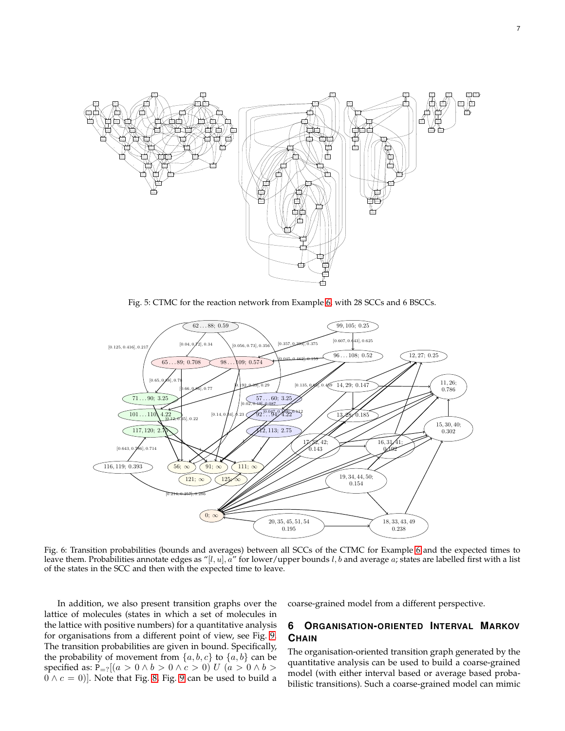Fig. 5: CTMC for the reaction network from Example 6, with 28 SCCs and 6 BSCCs.

Fig. 6: Transition probabilities (bounds and averages) between all SCCs of the CTMC for Example 6 and the expected times to leave them. Probabilities annotate edges as "$[l, u], a$" for lower/upper bounds $l, b$ and average $a$; states are labelled first with a list of the states in the SCC and then with the expected time to leave.

In addition, we also present transition graphs over the lattice of molecules (states in which a set of molecules in the lattice with positive numbers) for a quantitative analysis for organisations from a different point of view, see Fig. 9. The transition probabilities are given in bound. Specifically, the probability of movement from $\{a, b, c\}$ to $\{a, b\}$ can be specified as: $\mathtt{P}_{=?}[(a > 0 \wedge b > 0 \wedge c > 0)\ U\ (a > 0 \wedge b > 0 \wedge c = 0)]$. Note that Fig. 8, Fig. 9 can be used to build a coarse-grained model from a different perspective.

## 6 Organisation-oriented Interval Markov Chain

The organisation-oriented transition graph generated by the quantitative analysis can be used to build a coarse-grained model (with either interval based or average based probabilistic transitions). Such a coarse-grained model can mimic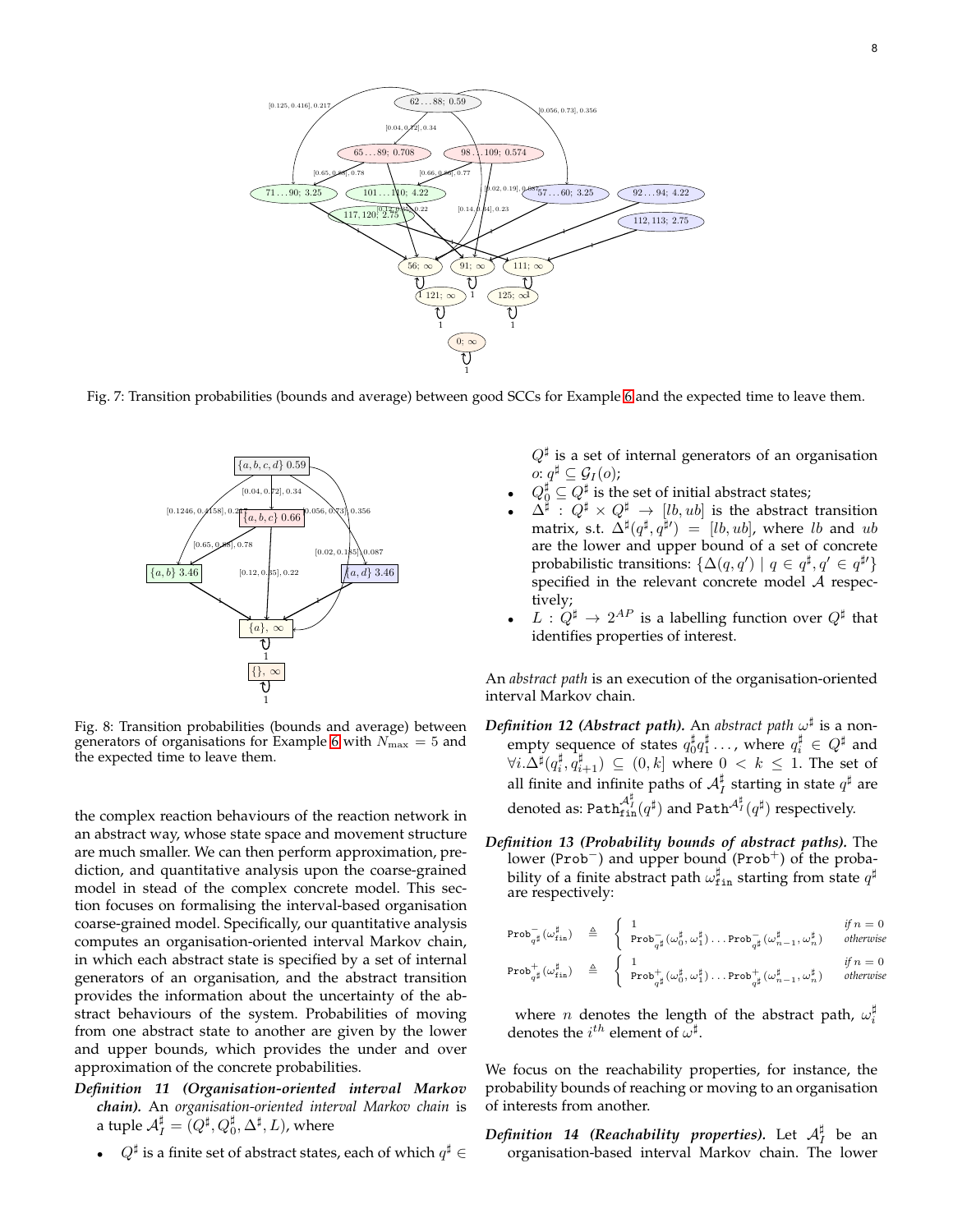Fig. 7: Transition probabilities (bounds and average) between good SCCs for Example 6 and the expected time to leave them.

Fig. 8: Transition probabilities (bounds and average) between generators of organisations for Example 6 with $N_{\max} = 5$ and the expected time to leave them.

the complex reaction behaviours of the reaction network in an abstract way, whose state space and movement structure are much smaller. We can then perform approximation, prediction, and quantitative analysis upon the coarse-grained model in stead of the complex concrete model. This section focuses on formalising the interval-based organisation coarse-grained model. Specifically, our quantitative analysis computes an organisation-oriented interval Markov chain, in which each abstract state is specified by a set of internal generators of an organisation, and the abstract transition provides the information about the uncertainty of the abstract behaviours of the system. Probabilities of moving from one abstract state to another are given by the lower and upper bounds, which provides the under and over approximation of the concrete probabilities.

***Definition 11 (Organisation-oriented interval Markov chain).*** An *organisation-oriented interval Markov chain* is a tuple $\mathcal{A}_I^\sharp = (Q^\sharp, Q_0^\sharp, \Delta^\sharp, L)$, where

- $Q^\sharp$ is a finite set of abstract states, each of which $q^\sharp \in Q^\sharp$ is a set of internal generators of an organisation $o$: $q^\sharp \subseteq \mathcal{G}_I(o)$;
- $Q_0^\sharp \subseteq Q^\sharp$ is the set of initial abstract states;
- $\Delta^\sharp : Q^\sharp \times Q^\sharp \to [lb, ub]$ is the abstract transition matrix, s.t. $\Delta^\sharp(q^\sharp, q^{\sharp\prime}) = [lb, ub]$, where $lb$ and $ub$ are the lower and upper bound of a set of concrete probabilistic transitions: $\{\Delta(q, q') \mid q \in q^\sharp, q' \in q^{\sharp\prime}\}$ specified in the relevant concrete model $\mathcal{A}$ respectively;
- $L : Q^\sharp \to 2^{AP}$ is a labelling function over $Q^\sharp$ that identifies properties of interest.

An *abstract path* is an execution of the organisation-oriented interval Markov chain.

***Definition 12 (Abstract path).*** An *abstract path* $\omega^\sharp$ is a non-empty sequence of states $q_0^\sharp q_1^\sharp \ldots$, where $q_i^\sharp \in Q^\sharp$ and $\forall i. \Delta^\sharp(q_i^\sharp, q_{i+1}^\sharp) \subseteq (0, k]$ where $0 < k \leq 1$. The set of all finite and infinite paths of $\mathcal{A}_I^\sharp$ starting in state $q^\sharp$ are denoted as: $\mathtt{Path}_{\mathtt{fin}}^{\mathcal{A}_I^\sharp}(q^\sharp)$ and $\mathtt{Path}^{\mathcal{A}_I^\sharp}(q^\sharp)$ respectively.

***Definition 13 (Probability bounds of abstract paths).*** The lower ($\mathtt{Prob}^-$) and upper bound ($\mathtt{Prob}^+$) of the probability of a finite abstract path $\omega_{\mathtt{fin}}^\sharp$ starting from state $q^\sharp$ are respectively:

$$\mathtt{Prob}_{q^\sharp}^-(\omega_{\mathtt{fin}}^\sharp) \triangleq \begin{cases} 1 & \text{if } n = 0 \\ \mathtt{Prob}_{q^\sharp}^-(\omega_0^\sharp, \omega_1^\sharp) \ldots \mathtt{Prob}_{q^\sharp}^-(\omega_{n-1}^\sharp, \omega_n^\sharp) & \text{otherwise} \end{cases}$$

$$\mathtt{Prob}_{q^\sharp}^+(\omega_{\mathtt{fin}}^\sharp) \triangleq \begin{cases} 1 & \text{if } n = 0 \\ \mathtt{Prob}_{q^\sharp}^+(\omega_0^\sharp, \omega_1^\sharp) \ldots \mathtt{Prob}_{q^\sharp}^+(\omega_{n-1}^\sharp, \omega_n^\sharp) & \text{otherwise} \end{cases}$$

where $n$ denotes the length of the abstract path, $\omega_i^\sharp$ denotes the $i^{th}$ element of $\omega^\sharp$.

We focus on the reachability properties, for instance, the probability bounds of reaching or moving to an organisation of interests from another.

***Definition 14 (Reachability properties).*** Let $\mathcal{A}_I^\sharp$ be an organisation-based interval Markov chain. The lower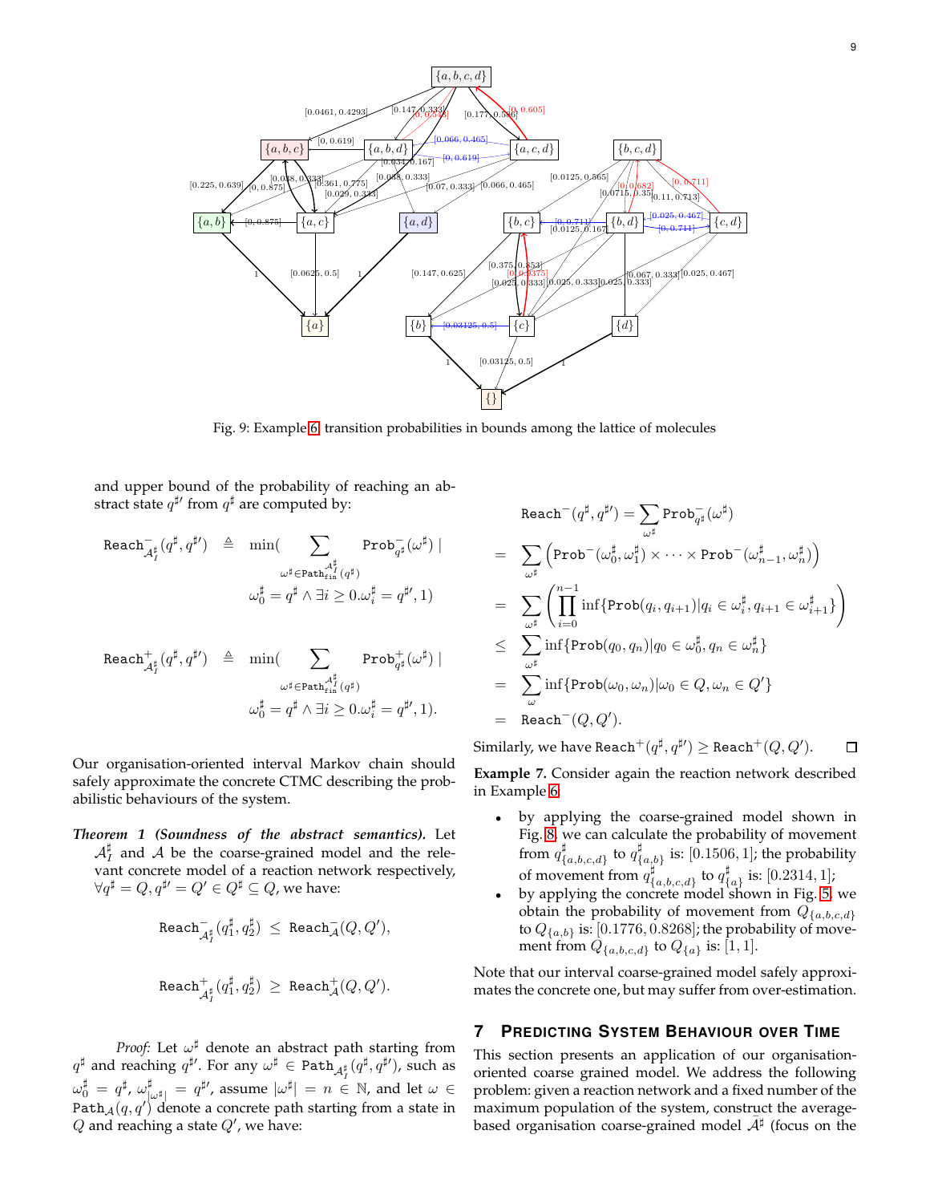Fig. 9: Example 6: transition probabilities in bounds among the lattice of molecules

and upper bound of the probability of reaching an abstract state $q^{\sharp\prime}$ from $q^\sharp$ are computed by:

$$\texttt{Reach}^-_{\mathcal{A}^\sharp_I}(q^\sharp, q^{\sharp\prime}) \triangleq \min\Big( \sum_{\substack{\omega^\sharp \in \texttt{Path}^{\mathcal{A}^\sharp_I}_{fin}(q^\sharp) \\ \omega^\sharp_0 = q^\sharp \wedge \exists i \geq 0. \omega^\sharp_i = q^{\sharp\prime}}} \texttt{Prob}^-_{q^\sharp}(\omega^\sharp) \mid , 1\Big)$$

$$\texttt{Reach}^+_{\mathcal{A}^\sharp_I}(q^\sharp, q^{\sharp\prime}) \triangleq \min\Big( \sum_{\substack{\omega^\sharp \in \texttt{Path}^{\mathcal{A}^\sharp_I}_{fin}(q^\sharp) \\ \omega^\sharp_0 = q^\sharp \wedge \exists i \geq 0. \omega^\sharp_i = q^{\sharp\prime}}} \texttt{Prob}^+_{q^\sharp}(\omega^\sharp) \mid , 1\Big).$$

Our organisation-oriented interval Markov chain should safely approximate the concrete CTMC describing the probabilistic behaviours of the system.

***Theorem 1 (Soundness of the abstract semantics).*** Let $\mathcal{A}^\sharp_I$ and $\mathcal{A}$ be the coarse-grained model and the relevant concrete model of a reaction network respectively, $\forall q^\sharp = Q, q^{\sharp\prime} = Q' \in Q^\sharp \subseteq Q$, we have:

$$\texttt{Reach}^-_{\mathcal{A}^\sharp_I}(q^\sharp_1, q^\sharp_2) \leq \texttt{Reach}^-_{\mathcal{A}}(Q, Q'),$$

$$\texttt{Reach}^+_{\mathcal{A}^\sharp_I}(q^\sharp_1, q^\sharp_2) \geq \texttt{Reach}^+_{\mathcal{A}}(Q, Q').$$

*Proof:* Let $\omega^\sharp$ denote an abstract path starting from $q^\sharp$ and reaching $q^{\sharp\prime}$. For any $\omega^\sharp \in \texttt{Path}_{\mathcal{A}^\sharp_I}(q^\sharp, q^{\sharp\prime})$, such as $\omega^\sharp_0 = q^\sharp$, $\omega^\sharp_{|\omega^\sharp|} = q^{\sharp\prime}$, assume $|\omega^\sharp| = n \in \mathbb{N}$, and let $\omega \in \texttt{Path}_{\mathcal{A}}(q, q')$ denote a concrete path starting from a state in $Q$ and reaching a state $Q'$, we have:

$$\begin{aligned}
&\texttt{Reach}^-(q^\sharp, q^{\sharp\prime}) = \sum_{\omega^\sharp} \texttt{Prob}^-_{q^\sharp}(\omega^\sharp) \\
= &\sum_{\omega^\sharp} \Big( \texttt{Prob}^-(\omega^\sharp_0, \omega^\sharp_1) \times \cdots \times \texttt{Prob}^-(\omega^\sharp_{n-1}, \omega^\sharp_n) \Big) \\
= &\sum_{\omega^\sharp} \left( \prod_{i=0}^{n-1} \inf\{\texttt{Prob}(q_i, q_{i+1}) | q_i \in \omega^\sharp_i, q_{i+1} \in \omega^\sharp_{i+1}\} \right) \\
\leq &\sum_{\omega^\sharp} \inf\{\texttt{Prob}(q_0, q_n) | q_0 \in \omega^\sharp_0, q_n \in \omega^\sharp_n\} \\
= &\sum_{\omega} \inf\{\texttt{Prob}(\omega_0, \omega_n) | \omega_0 \in Q, \omega_n \in Q'\} \\
= &\texttt{Reach}^-(Q, Q').
\end{aligned}$$

Similarly, we have $\texttt{Reach}^+(q^\sharp, q^{\sharp\prime}) \geq \texttt{Reach}^+(Q, Q')$. ☐

**Example 7.** Consider again the reaction network described in Example 6.

- by applying the coarse-grained model shown in Fig. 8, we can calculate the probability of movement from $q^\sharp_{\{a,b,c,d\}}$ to $q^\sharp_{\{a,b\}}$ is: $[0.1506, 1]$; the probability of movement from $q^\sharp_{\{a,b,c,d\}}$ to $q^\sharp_{\{a\}}$ is: $[0.2314, 1]$;
- by applying the concrete model shown in Fig. 5, we obtain the probability of movement from $Q_{\{a,b,c,d\}}$ to $Q_{\{a,b\}}$ is: $[0.1776, 0.8268]$; the probability of movement from $Q_{\{a,b,c,d\}}$ to $Q_{\{a\}}$ is: $[1, 1]$.

Note that our interval coarse-grained model safely approximates the concrete one, but may suffer from over-estimation.

## 7 Predicting System Behaviour over Time

This section presents an application of our organisation-oriented coarse grained model. We address the following problem: given a reaction network and a fixed number of the maximum population of the system, construct the average-based organisation coarse-grained model $\bar{\mathcal{A}}^\sharp$ (focus on the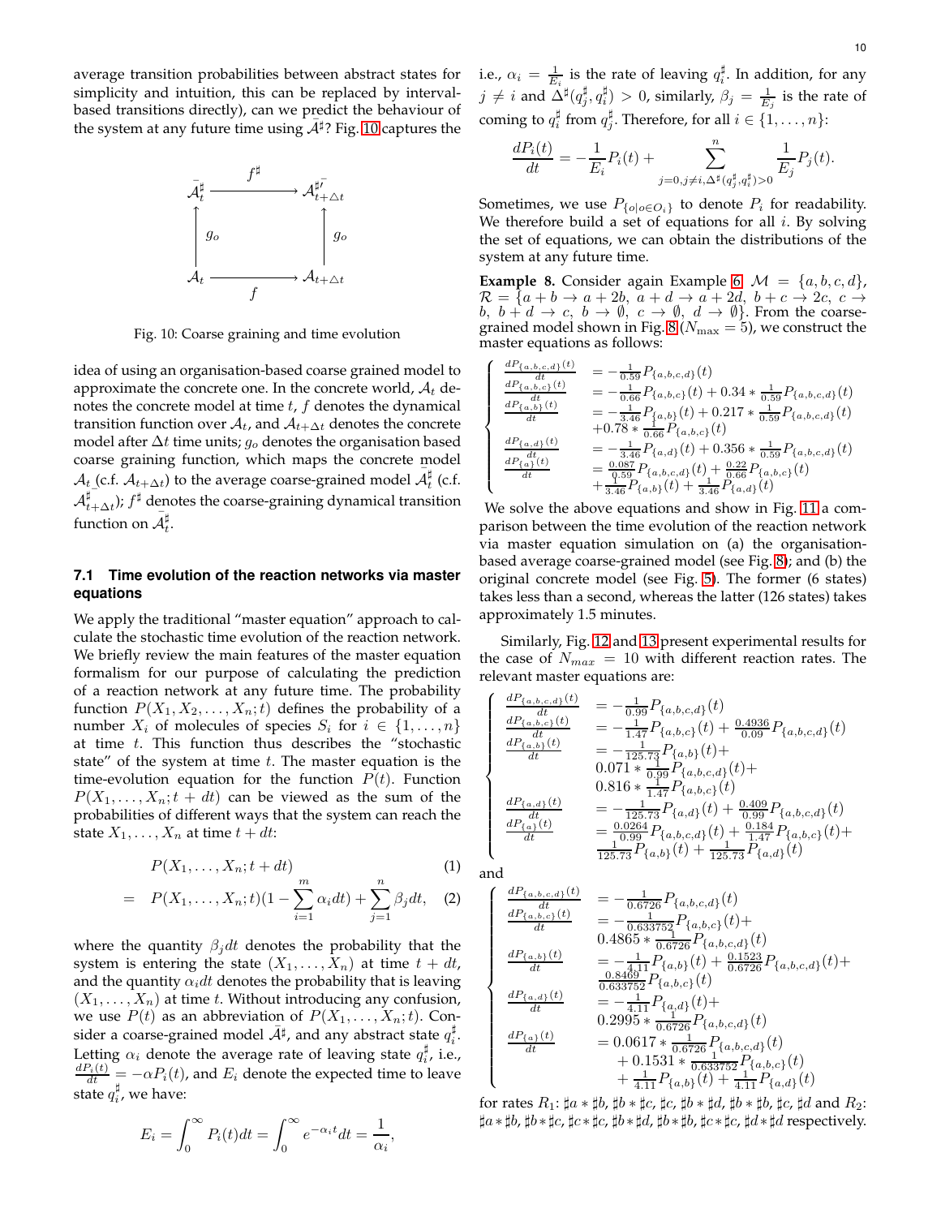average transition probabilities between abstract states for simplicity and intuition, this can be replaced by interval-based transitions directly), can we predict the behaviour of the system at any future time using $\bar{\mathcal{A}}^\sharp$? Fig. 10 captures the idea of using an organisation-based coarse grained model to approximate the concrete one. In the concrete world, $\mathcal{A}_t$ denotes the concrete model at time $t$, $f$ denotes the dynamical transition function over $\mathcal{A}_t$, and $\mathcal{A}_{t+\Delta t}$ denotes the concrete model after $\Delta t$ time units; $g_o$ denotes the organisation based coarse graining function, which maps the concrete model $\mathcal{A}_t$ (c.f. $\mathcal{A}_{t+\Delta t}$) to the average coarse-grained model $\bar{\mathcal{A}}^\sharp_t$ (c.f. $\bar{\mathcal{A}}^\sharp_{t+\Delta t}$); $f^\sharp$ denotes the coarse-graining dynamical transition function on $\bar{\mathcal{A}}^\sharp_t$.

Fig. 10: Coarse graining and time evolution

### 7.1 Time evolution of the reaction networks via master equations

We apply the traditional "master equation" approach to calculate the stochastic time evolution of the reaction network. We briefly review the main features of the master equation formalism for our purpose of calculating the prediction of a reaction network at any future time. The probability function $P(X_1, X_2, \ldots, X_n; t)$ defines the probability of a number $X_i$ of molecules of species $S_i$ for $i \in \{1, \ldots, n\}$ at time $t$. This function thus describes the "stochastic state" of the system at time $t$. The master equation is the time-evolution equation for the function $P(t)$. Function $P(X_1, \ldots, X_n; t + dt)$ can be viewed as the probabilities of different ways that the system can reach the state $X_1, \ldots, X_n$ at time $t + dt$:

$$P(X_1, \ldots, X_n; t + dt) \tag{1}$$

$$= P(X_1, \ldots, X_n; t)(1 - \sum_{i=1}^{m} \alpha_i dt) + \sum_{j=1}^{n} \beta_j dt, \tag{2}$$

where the quantity $\beta_j dt$ denotes the probability that the system is entering the state $(X_1, \ldots, X_n)$ at time $t + dt$, and the quantity $\alpha_i dt$ denotes the probability that is leaving $(X_1, \ldots, X_n)$ at time $t$. Without introducing any confusion, we use $P(t)$ as an abbreviation of $P(X_1, \ldots, X_n; t)$. Consider a coarse-grained model $\bar{\mathcal{A}}^\sharp$, and any abstract state $q_i^\sharp$. Letting $\alpha_i$ denote the average rate of leaving $q_i^\sharp$, i.e., $\frac{dP_i(t)}{dt} = -\alpha P_i(t)$, and $E_i$ denote the expected time to leave state $q_i^\sharp$, we have:

$$E_i = \int_0^\infty P_i(t)dt = \int_0^\infty e^{-\alpha_i t}dt = \frac{1}{\alpha_i},$$

i.e., $\alpha_i = \frac{1}{E_i}$ is the rate of leaving $q_i^\sharp$. In addition, for any $j \neq i$ and $\Delta^\sharp(q_j^\sharp, q_i^\sharp) > 0$, similarly, $\beta_j = \frac{1}{E_j}$ is the rate of coming to $q_i^\sharp$ from $q_j^\sharp$. Therefore, for all $i \in \{1, \ldots, n\}$:

$$\frac{dP_i(t)}{dt} = -\frac{1}{E_i}P_i(t) + \sum_{j=0, j\neq i, \Delta^\sharp(q_j^\sharp, q_i^\sharp)>0}^{n} \frac{1}{E_j}P_j(t).$$

Sometimes, we use $P_{\{o|o \in O_i\}}$ to denote $P_i$ for readability. We therefore build a set of equations for all $i$. By solving the set of equations, we can obtain the distributions of the system at any future time.

**Example 8.** Consider again Example 6, $\mathcal{M} = \{a, b, c, d\}$, $\mathcal{R} = \{a + b \to a + 2b,\ a + d \to a + 2d,\ b + c \to 2c,\ c \to b,\ b + d \to c,\ b \to \emptyset,\ c \to \emptyset,\ d \to \emptyset\}$. From the coarse-grained model shown in Fig. 8 ($N_{\max} = 5$), we construct the master equations as follows:

$$\begin{cases}
\frac{dP_{\{a,b,c,d\}}(t)}{dt} &= -\frac{1}{0.59}P_{\{a,b,c,d\}}(t) \\
\frac{dP_{\{a,b,c\}}(t)}{dt} &= -\frac{1}{0.66}P_{\{a,b,c\}}(t) + 0.34 * \frac{1}{0.59}P_{\{a,b,c,d\}}(t) \\
\frac{dP_{\{a,b\}}(t)}{dt} &= -\frac{1}{3.46}P_{\{a,b\}}(t) + 0.217 * \frac{1}{0.59}P_{\{a,b,c,d\}}(t) \\
&\quad +0.78 * \frac{1}{0.66}P_{\{a,b,c\}}(t) \\
\frac{dP_{\{a,d\}}(t)}{dt} &= -\frac{1}{3.46}P_{\{a,d\}}(t) + 0.356 * \frac{1}{0.59}P_{\{a,b,c,d\}}(t) \\
\frac{dP_{\{a\}}(t)}{dt} &= \frac{0.087}{0.59}P_{\{a,b,c,d\}}(t) + \frac{0.22}{0.66}P_{\{a,b,c\}}(t) \\
&\quad + \frac{1}{3.46}P_{\{a,b\}}(t) + \frac{1}{3.46}P_{\{a,d\}}(t)
\end{cases}$$

We solve the above equations and show in Fig. 11 a comparison between the time evolution of the reaction network via master equation simulation on (a) the organisation-based average coarse-grained model (see Fig. 8); and (b) the original concrete model (see Fig. 5). The former (6 states) takes less than a second, whereas the latter (126 states) takes approximately 1.5 minutes.

Similarly, Fig. 12 and 13 present experimental results for the case of $N_{max} = 10$ with different reaction rates. The relevant master equations are:

$$\begin{cases}
\frac{dP_{\{a,b,c,d\}}(t)}{dt} &= -\frac{1}{0.99}P_{\{a,b,c,d\}}(t) \\
\frac{dP_{\{a,b,c\}}(t)}{dt} &= -\frac{1}{1.47}P_{\{a,b,c\}}(t) + \frac{0.4936}{0.09}P_{\{a,b,c,d\}}(t) \\
\frac{dP_{\{a,b\}}(t)}{dt} &= -\frac{1}{125.73}P_{\{a,b\}}(t) + \\
&\quad 0.071 * \frac{1}{0.99}P_{\{a,b,c,d\}}(t) + \\
&\quad 0.816 * \frac{1}{1.47}P_{\{a,b,c\}}(t) \\
\frac{dP_{\{a,d\}}(t)}{dt} &= -\frac{1}{125.73}P_{\{a,d\}}(t) + \frac{0.409}{0.99}P_{\{a,b,c,d\}}(t) \\
\frac{dP_{\{a\}}(t)}{dt} &= \frac{0.0264}{0.99}P_{\{a,b,c,d\}}(t) + \frac{0.184}{1.47}P_{\{a,b,c\}}(t) + \\
&\quad \frac{1}{125.73}P_{\{a,b\}}(t) + \frac{1}{125.73}P_{\{a,d\}}(t)
\end{cases}$$

and

$$\begin{cases}
\frac{dP_{\{a,b,c,d\}}(t)}{dt} &= -\frac{1}{0.6726}P_{\{a,b,c,d\}}(t) \\
\frac{dP_{\{a,b,c\}}(t)}{dt} &= -\frac{1}{0.633752}P_{\{a,b,c\}}(t) + \\
&\quad 0.4865 * \frac{1}{0.6726}P_{\{a,b,c,d\}}(t) \\
\frac{dP_{\{a,b\}}(t)}{dt} &= -\frac{1}{4.11}P_{\{a,b\}}(t) + \frac{0.1523}{0.6726}P_{\{a,b,c,d\}}(t) + \\
&\quad \frac{0.8469}{0.633752}P_{\{a,b,c\}}(t) \\
\frac{dP_{\{a,d\}}(t)}{dt} &= -\frac{1}{4.11}P_{\{a,d\}}(t) + \\
&\quad 0.2995 * \frac{1}{0.6726}P_{\{a,b,c,d\}}(t) \\
\frac{dP_{\{a\}}(t)}{dt} &= 0.0617 * \frac{1}{0.6726}P_{\{a,b,c,d\}}(t) \\
&\quad + 0.1531 * \frac{1}{0.633752}P_{\{a,b,c\}}(t) \\
&\quad + \frac{1}{4.11}P_{\{a,b\}}(t) + \frac{1}{4.11}P_{\{a,d\}}(t)
\end{cases}$$

for rates $R_1$: $\sharp a * \sharp b$, $\sharp b * \sharp c$, $\sharp c$, $\sharp b * \sharp d$, $\sharp b * \sharp b$, $\sharp c$, $\sharp d$ and $R_2$: $\sharp a * \sharp b$, $\sharp b * \sharp c$, $\sharp c * \sharp c$, $\sharp b * \sharp d$, $\sharp b * \sharp b$, $\sharp c * \sharp c$, $\sharp d * \sharp d$ respectively.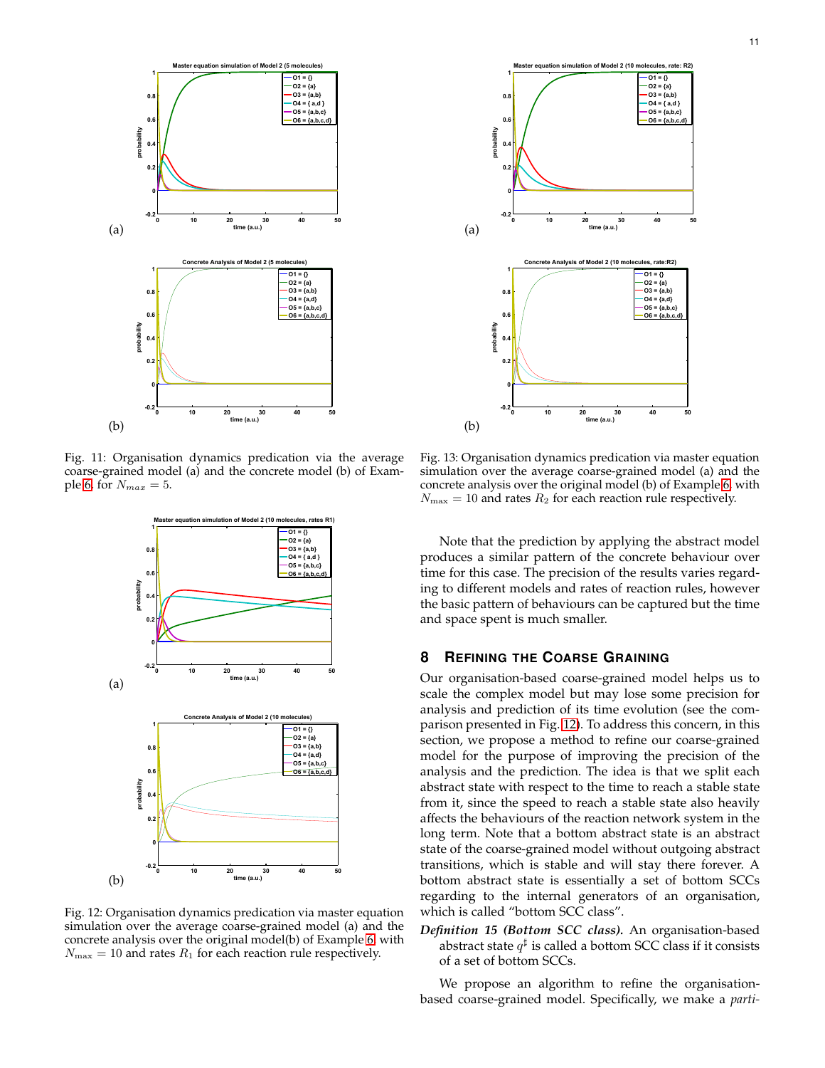Fig. 11: Organisation dynamics predication via the average coarse-grained model (a) and the concrete model (b) of Example 6, for $N_{max} = 5$.

Fig. 12: Organisation dynamics predication via master equation simulation over the average coarse-grained model (a) and the concrete analysis over the original model(b) of Example 6, with $N_{\max} = 10$ and rates $R_1$ for each reaction rule respectively.

Fig. 13: Organisation dynamics predication via master equation simulation over the average coarse-grained model (a) and the concrete analysis over the original model (b) of Example 6, with $N_{\max} = 10$ and rates $R_2$ for each reaction rule respectively.

Note that the prediction by applying the abstract model produces a similar pattern of the concrete behaviour over time for this case. The precision of the results varies regarding to different models and rates of reaction rules, however the basic pattern of behaviours can be captured but the time and space spent is much smaller.

## 8 Refining the Coarse Graining

Our organisation-based coarse-grained model helps us to scale the complex model but may lose some precision for analysis and prediction of its time evolution (see the comparison presented in Fig. 12). To address this concern, in this section, we propose a method to refine our coarse-grained model for the purpose of improving the precision of the analysis and the prediction. The idea is that we split each abstract state with respect to the time to reach a stable state from it, since the speed to reach a stable state also heavily affects the behaviours of the reaction network system in the long term. Note that a bottom abstract state is an abstract state of the coarse-grained model without outgoing abstract transitions, which is stable and will stay there forever. A bottom abstract state is essentially a set of bottom SCCs regarding to the internal generators of an organisation, which is called "bottom SCC class".

*Definition 15 (Bottom SCC class).* An organisation-based abstract state $q^\sharp$ is called a bottom SCC class if it consists of a set of bottom SCCs.

We propose an algorithm to refine the organisation-based coarse-grained model. Specifically, we make a *parti-*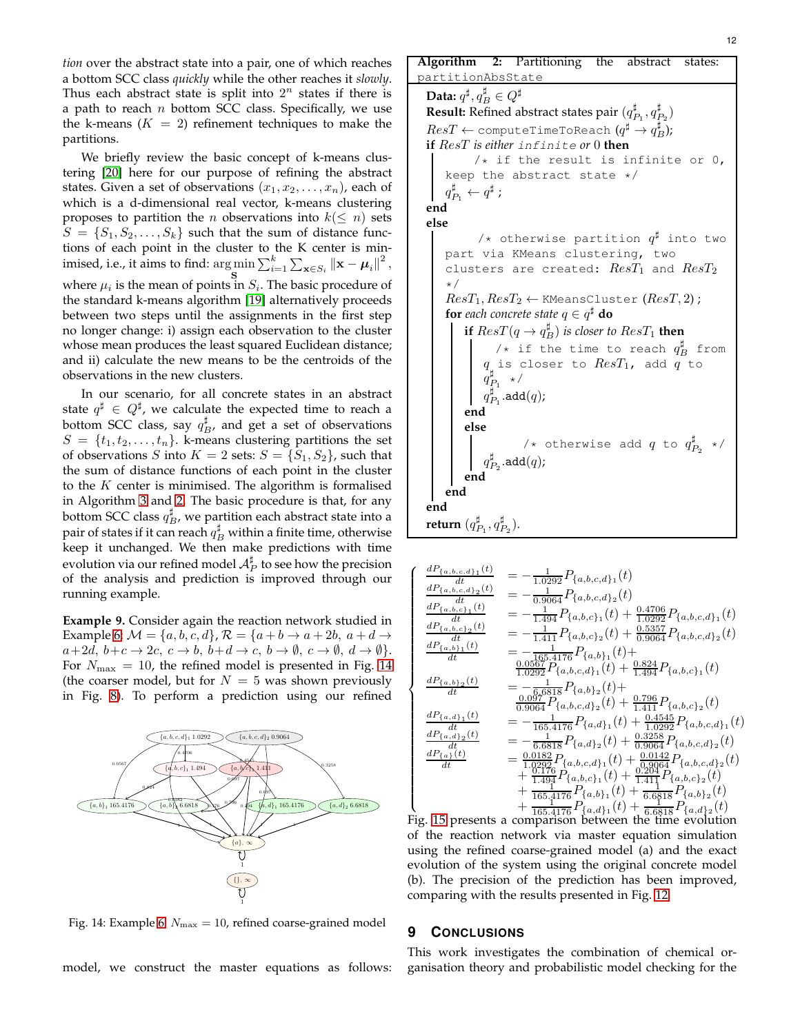*tion* over the abstract state into a pair, one of which reaches a bottom SCC class *quickly* while the other reaches it *slowly*. Thus each abstract state is split into $2^n$ states if there is a path to reach $n$ bottom SCC class. Specifically, we use the k-means ($K = 2$) refinement techniques to make the partitions.

We briefly review the basic concept of k-means clustering [20] here for our purpose of refining the abstract states. Given a set of observations $(x_1, x_2, \ldots, x_n)$, each of which is a d-dimensional real vector, k-means clustering proposes to partition the $n$ observations into $k (\leq n)$ sets $S = \{S_1, S_2, \ldots, S_k\}$ such that the sum of distance functions of each point in the cluster to the K center is minimised, i.e., it aims to find: $\arg\min_{\mathbf{S}} \sum_{i=1}^{k} \sum_{\mathbf{x} \in S_i} \|\mathbf{x} - \boldsymbol{\mu}_i\|^2$, where $\mu_i$ is the mean of points in $S_i$. The basic procedure of the standard k-means algorithm [19] alternatively proceeds between two steps until the assignments in the first step no longer change: i) assign each observation to the cluster whose mean produces the least squared Euclidean distance; and ii) calculate the new means to be the centroids of the observations in the new clusters.

In our scenario, for all concrete states in an abstract state $q^\sharp \in Q^\sharp$, we calculate the expected time to reach a bottom SCC class, say $q^\sharp_B$, and get a set of observations $S = \{t_1, t_2, \ldots, t_n\}$. k-means clustering partitions the set of observations $S$ into $K = 2$ sets: $S = \{S_1, S_2\}$, such that the sum of distance functions of each point in the cluster to the $K$ center is minimised. The algorithm is formalised in Algorithm 3 and 2. The basic procedure is that, for any bottom SCC class $q^\sharp_B$, we partition each abstract state into a pair of states if it can reach $q^\sharp_B$ within a finite time, otherwise keep it unchanged. We then make predictions with time evolution via our refined model $\mathcal{A}^\sharp_P$ to see how the precision of the analysis and prediction is improved through our running example.

**Example 9.** Consider again the reaction network studied in Example 6: $\mathcal{M} = \{a, b, c, d\}$, $\mathcal{R} = \{a + b \to a + 2b,\ a + d \to a + 2d,\ b + c \to 2c,\ c \to b,\ b + d \to c,\ b \to \emptyset,\ c \to \emptyset,\ d \to \emptyset\}$. For $N_{\max} = 10$, the refined model is presented in Fig. 14 (the coarser model, but for $N = 5$ was shown previously in Fig. 8). To perform a prediction using our refined model, we construct the master equations as follows:

Fig. 14: Example 6: $N_{\max} = 10$, refined coarse-grained model

**Algorithm 2:** Partitioning the abstract states: `partitionAbsState`

> **Data:** $q^\sharp, q^\sharp_B \in Q^\sharp$
> **Result:** Refined abstract states pair $(q^\sharp_{P_1}, q^\sharp_{P_2})$
> $ResT \leftarrow$ `computeTimeToReach` $(q^\sharp \to q^\sharp_B)$;
> **if** $ResT$ *is either* `infinite` *or* 0 **then**
> &nbsp;&nbsp;&nbsp;&nbsp;`/* if the result is infinite or 0, keep the abstract state */`
> &nbsp;&nbsp;&nbsp;&nbsp;$q^\sharp_{P_1} \leftarrow q^\sharp$ ;
> **end**
> **else**
> &nbsp;&nbsp;&nbsp;&nbsp;`/* otherwise partition` $q^\sharp$ `into two part via KMeans clustering, two clusters are created:` $ResT_1$ `and` $ResT_2$ `*/`
> &nbsp;&nbsp;&nbsp;&nbsp;$ResT_1, ResT_2 \leftarrow$ `KMeansCluster` $(ResT, 2)$ ;
> &nbsp;&nbsp;&nbsp;&nbsp;**for** *each concrete state* $q \in q^\sharp$ **do**
> &nbsp;&nbsp;&nbsp;&nbsp;&nbsp;&nbsp;&nbsp;&nbsp;**if** $ResT(q \to q^\sharp_B)$ *is closer to* $ResT_1$ **then**
> &nbsp;&nbsp;&nbsp;&nbsp;&nbsp;&nbsp;&nbsp;&nbsp;&nbsp;&nbsp;&nbsp;&nbsp;`/* if the time to reach` $q^\sharp_B$ `from` $q$ `is closer to` $ResT_1$`, add` $q$ `to` $q^\sharp_{P_1}$ `*/`
> &nbsp;&nbsp;&nbsp;&nbsp;&nbsp;&nbsp;&nbsp;&nbsp;&nbsp;&nbsp;&nbsp;&nbsp;$q^\sharp_{P_1}$.add$(q)$;
> &nbsp;&nbsp;&nbsp;&nbsp;&nbsp;&nbsp;&nbsp;&nbsp;**end**
> &nbsp;&nbsp;&nbsp;&nbsp;&nbsp;&nbsp;&nbsp;&nbsp;**else**
> &nbsp;&nbsp;&nbsp;&nbsp;&nbsp;&nbsp;&nbsp;&nbsp;&nbsp;&nbsp;&nbsp;&nbsp;`/* otherwise add` $q$ `to` $q^\sharp_{P_2}$ `*/`
> &nbsp;&nbsp;&nbsp;&nbsp;&nbsp;&nbsp;&nbsp;&nbsp;&nbsp;&nbsp;&nbsp;&nbsp;$q^\sharp_{P_2}$.add$(q)$;
> &nbsp;&nbsp;&nbsp;&nbsp;&nbsp;&nbsp;&nbsp;&nbsp;**end**
> &nbsp;&nbsp;&nbsp;&nbsp;**end**
> **end**
> **return** $(q^\sharp_{P_1}, q^\sharp_{P_2})$.

$$
\begin{cases}
\frac{dP_{\{a,b,c,d\}_1}(t)}{dt} &= -\frac{1}{1.0292} P_{\{a,b,c,d\}_1}(t) \\
\frac{dP_{\{a,b,c,d\}_2}(t)}{dt} &= -\frac{1}{0.9064} P_{\{a,b,c,d\}_2}(t) \\
\frac{dP_{\{a,b,c\}_1}(t)}{dt} &= -\frac{1}{1.494} P_{\{a,b,c\}_1}(t) + \frac{0.4706}{1.0292} P_{\{a,b,c,d\}_1}(t) \\
\frac{dP_{\{a,b,c\}_2}(t)}{dt} &= -\frac{1}{1.411} P_{\{a,b,c\}_2}(t) + \frac{0.5357}{0.9064} P_{\{a,b,c,d\}_2}(t) \\
\frac{dP_{\{a,b\}_1}(t)}{dt} &= -\frac{1}{165.4176} P_{\{a,b\}_1}(t) + \\
& \quad \frac{0.0567}{1.0292} P_{\{a,b,c,d\}_1}(t) + \frac{0.824}{1.494} P_{\{a,b,c\}_1}(t) \\
\frac{dP_{\{a,b\}_2}(t)}{dt} &= -\frac{1}{6.6818} P_{\{a,b\}_2}(t) + \\
& \quad \frac{0.097}{0.9064} P_{\{a,b,c,d\}_2}(t) + \frac{0.796}{1.411} P_{\{a,b,c\}_2}(t) \\
\frac{dP_{\{a,d\}_1}(t)}{dt} &= -\frac{1}{165.4176} P_{\{a,d\}_1}(t) + \frac{0.4545}{1.0292} P_{\{a,b,c,d\}_1}(t) \\
\frac{dP_{\{a,d\}_2}(t)}{dt} &= -\frac{1}{6.6818} P_{\{a,d\}_2}(t) + \frac{0.3258}{0.9064} P_{\{a,b,c,d\}_2}(t) \\
\frac{dP_{\{a\}}(t)}{dt} &= \frac{0.0182}{1.0292} P_{\{a,b,c,d\}_1}(t) + \frac{0.0142}{0.9064} P_{\{a,b,c,d\}_2}(t) \\
& \quad + \frac{0.176}{1.494} P_{\{a,b,c\}_1}(t) + \frac{0.204}{1.411} P_{\{a,b,c\}_2}(t) \\
& \quad + \frac{1}{165.4176} P_{\{a,b\}_1}(t) + \frac{1}{6.6818} P_{\{a,b\}_2}(t) \\
& \quad + \frac{1}{165.4176} P_{\{a,d\}_1}(t) + \frac{1}{6.6818} P_{\{a,d\}_2}(t)
\end{cases}
$$

Fig. 15 presents a comparison between the time evolution of the reaction network via master equation simulation using the refined coarse-grained model (a) and the exact evolution of the system using the original concrete model (b). The precision of the prediction has been improved, comparing with the results presented in Fig. 12.

## 9 Conclusions

This work investigates the combination of chemical organisation theory and probabilistic model checking for the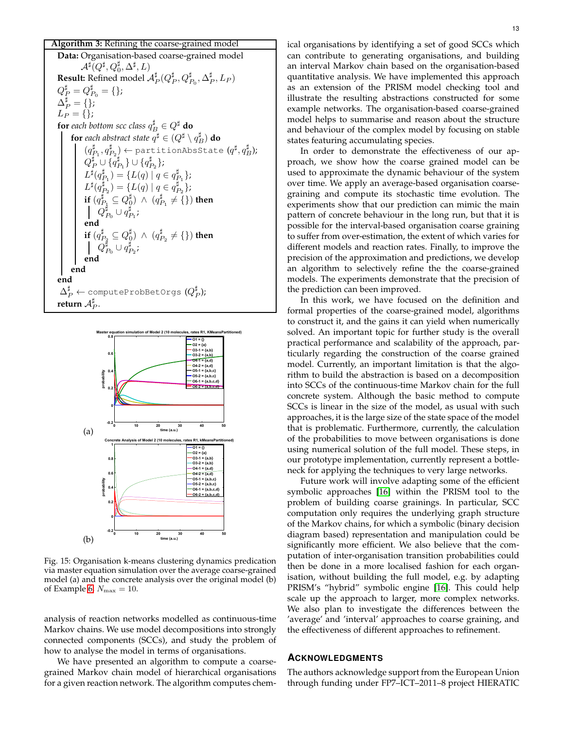**Algorithm 3:** Refining the coarse-grained model

**Data:** Organisation-based coarse-grained model $\mathcal{A}^\sharp(Q^\sharp, Q_0^\sharp, \Delta^\sharp, L)$
**Result:** Refined model $\mathcal{A}_P^\sharp(Q_P^\sharp, Q_{P_0}^\sharp, \Delta_P^\sharp, L_P)$
$Q_P^\sharp = Q_{P_0}^\sharp = \{\}$;
$\Delta_P^\sharp = \{\}$;
$L_P = \{\}$;
**for** *each bottom scc class* $q_B^\sharp \in Q^\sharp$ **do**
  **for** *each abstract state* $q^\sharp \in (Q^\sharp \setminus q_B^\sharp)$ **do**
    $(q_{P_1}^\sharp, q_{P_2}^\sharp) \leftarrow$ `partitionAbsState` $(q^\sharp, q_B^\sharp)$;
    $Q_P^\sharp \cup \{q_{P_1}^\sharp\} \cup \{q_{P_2}^\sharp\}$;
    $L^\sharp(q_{P_1}^\sharp) = \{L(q) \mid q \in q_{P_1}^\sharp\}$;
    $L^\sharp(q_{P_2}^\sharp) = \{L(q) \mid q \in q_{P_2}^\sharp\}$;
    **if** $(q_{P_1}^\sharp \subseteq Q_0^\sharp) \wedge (q_{P_1}^\sharp \neq \{\})$ **then**
      $Q_{P_0}^\sharp \cup q_{P_1}^\sharp$;
    **end**
    **if** $(q_{P_2}^\sharp \subseteq Q_0^\sharp) \wedge (q_{P_2}^\sharp \neq \{\})$ **then**
      $Q_{P_0}^\sharp \cup q_{P_2}^\sharp$;
    **end**
  **end**
**end**
$\Delta_P^\sharp \leftarrow$ `computeProbBetOrgs` $(Q_P^\sharp)$;
**return** $\mathcal{A}_P^\sharp$.

(a)
Master equation simulation of Model 2 (10 molecules, rates R1, KMeansPartitioned)
O1 = {}
O2 = {a}
O3-1 = {a,b}
O3-2 = {a,b}
O4-1 = {a,d}
O4-2 = {a,d}
O5-1 = {a,b,c}
O5-2 = {a,b,c}
O6-1 = {a,b,c,d}
O6-2 = {a,b,c,d}
probability
time (a.u.)

(b)
Concrete Analysis of Model 2 (10 molecules, rates R1, kMeansPartitioned)
O1 = {}
O2 = {a}
O3-1 = {a,b}
O3-2 = {a,b}
O4-1 = {a,d}
O4-2 = {a,d}
O5-1 = {a,b,c}
O5-2 = {a,b,c}
O6-1 = {a,b,c,d}
O6-2 = {a,b,c,d}
probability
time (a.u.)

Fig. 15: Organisation k-means clustering dynamics predication via master equation simulation over the average coarse-grained model (a) and the concrete analysis over the original model (b) of Example 6. $N_{\max} = 10$.

analysis of reaction networks modelled as continuous-time Markov chains. We use model decompositions into strongly connected components (SCCs), and study the problem of how to analyse the model in terms of organisations.

We have presented an algorithm to compute a coarse-grained Markov chain model of hierarchical organisations for a given reaction network. The algorithm computes chemical organisations by identifying a set of good SCCs which can contribute to generating organisations, and building an interval Markov chain based on the organisation-based quantitative analysis. We have implemented this approach as an extension of the PRISM model checking tool and illustrate the resulting abstractions constructed for some example networks. The organisation-based coarse-grained model helps to summarise and reason about the structure and behaviour of the complex model by focusing on stable states featuring accumulating species.

In order to demonstrate the effectiveness of our approach, we show how the coarse grained model can be used to approximate the dynamic behaviour of the system over time. We apply an average-based organisation coarse-graining and compute its stochastic time evolution. The experiments show that our prediction can mimic the main pattern of concrete behaviour in the long run, but that it is possible for the interval-based organisation coarse graining to suffer from over-estimation, the extent of which varies for different models and reaction rates. Finally, to improve the precision of the approximation and predictions, we develop an algorithm to selectively refine the the coarse-grained models. The experiments demonstrate that the precision of the prediction can been improved.

In this work, we have focused on the definition and formal properties of the coarse-grained model, algorithms to construct it, and the gains it can yield when numerically solved. An important topic for further study is the overall practical performance and scalability of the approach, particularly regarding the construction of the coarse grained model. Currently, an important limitation is that the algorithm to build the abstraction is based on a decomposition into SCCs of the continuous-time Markov chain for the full concrete system. Although the basic method to compute SCCs is linear in the size of the model, as usual with such approaches, it is the large size of the state space of the model that is problematic. Furthermore, currently, the calculation of the probabilities to move between organisations is done using numerical solution of the full model. These steps, in our prototype implementation, currently represent a bottleneck for applying the techniques to very large networks.

Future work will involve adapting some of the efficient symbolic approaches [16] within the PRISM tool to the problem of building coarse grainings. In particular, SCC computation only requires the underlying graph structure of the Markov chains, for which a symbolic (binary decision diagram based) representation and manipulation could be significantly more efficient. We also believe that the computation of inter-organisation transition probabilities could then be done in a more localised fashion for each organisation, without building the full model, e.g. by adapting PRISM's "hybrid" symbolic engine [16]. This could help scale up the approach to larger, more complex networks. We also plan to investigate the differences between the 'average' and 'interval' approaches to coarse graining, and the effectiveness of different approaches to refinement.

## Acknowledgments

The authors acknowledge support from the European Union through funding under FP7–ICT–2011–8 project HIERATIC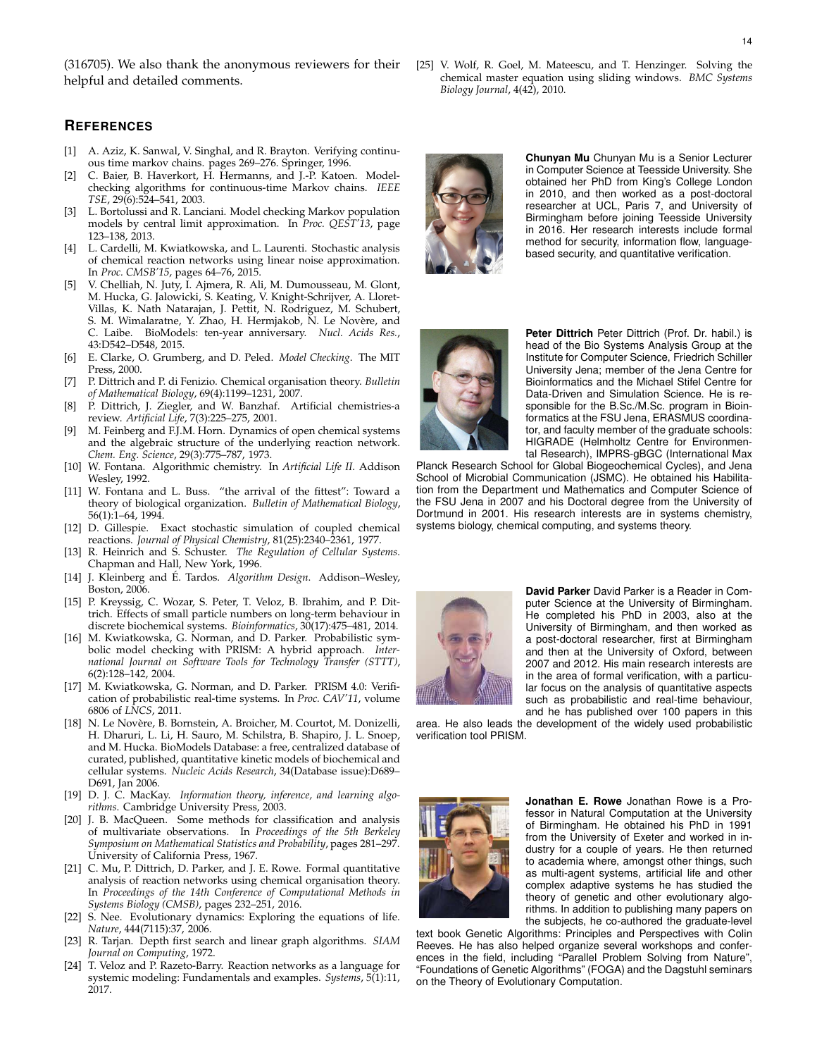(316705). We also thank the anonymous reviewers for their helpful and detailed comments.

## References

[1] A. Aziz, K. Sanwal, V. Singhal, and R. Brayton. Verifying continuous time markov chains. pages 269–276. Springer, 1996.

[2] C. Baier, B. Haverkort, H. Hermanns, and J.-P. Katoen. Model-checking algorithms for continuous-time Markov chains. *IEEE TSE*, 29(6):524–541, 2003.

[3] L. Bortolussi and R. Lanciani. Model checking Markov population models by central limit approximation. In *Proc. QEST'13*, page 123–138, 2013.

[4] L. Cardelli, M. Kwiatkowska, and L. Laurenti. Stochastic analysis of chemical reaction networks using linear noise approximation. In *Proc. CMSB'15*, pages 64–76, 2015.

[5] V. Chelliah, N. Juty, I. Ajmera, R. Ali, M. Dumousseau, M. Glont, M. Hucka, G. Jalowicki, S. Keating, V. Knight-Schrijver, A. Lloret-Villas, K. Nath Natarajan, J. Pettit, N. Rodriguez, M. Schubert, S. M. Wimalaratne, Y. Zhao, H. Hermjakob, N. Le Novère, and C. Laibe. BioModels: ten-year anniversary. *Nucl. Acids Res.*, 43:D542–D548, 2015.

[6] E. Clarke, O. Grumberg, and D. Peled. *Model Checking*. The MIT Press, 2000.

[7] P. Dittrich and P. di Fenizio. Chemical organisation theory. *Bulletin of Mathematical Biology*, 69(4):1199–1231, 2007.

[8] P. Dittrich, J. Ziegler, and W. Banzhaf. Artificial chemistries-a review. *Artificial Life*, 7(3):225–275, 2001.

[9] M. Feinberg and F.J.M. Horn. Dynamics of open chemical systems and the algebraic structure of the underlying reaction network. *Chem. Eng. Science*, 29(3):775–787, 1973.

[10] W. Fontana. Algorithmic chemistry. In *Artificial Life II*. Addison Wesley, 1992.

[11] W. Fontana and L. Buss. "the arrival of the fittest": Toward a theory of biological organization. *Bulletin of Mathematical Biology*, 56(1):1–64, 1994.

[12] D. Gillespie. Exact stochastic simulation of coupled chemical reactions. *Journal of Physical Chemistry*, 81(25):2340–2361, 1977.

[13] R. Heinrich and S. Schuster. *The Regulation of Cellular Systems*. Chapman and Hall, New York, 1996.

[14] J. Kleinberg and É. Tardos. *Algorithm Design*. Addison–Wesley, Boston, 2006.

[15] P. Kreyssig, C. Wozar, S. Peter, T. Veloz, B. Ibrahim, and P. Dittrich. Effects of small particle numbers on long-term behaviour in discrete biochemical systems. *Bioinformatics*, 30(17):475–481, 2014.

[16] M. Kwiatkowska, G. Norman, and D. Parker. Probabilistic symbolic model checking with PRISM: A hybrid approach. *International Journal on Software Tools for Technology Transfer (STTT)*, 6(2):128–142, 2004.

[17] M. Kwiatkowska, G. Norman, and D. Parker. PRISM 4.0: Verification of probabilistic real-time systems. In *Proc. CAV'11*, volume 6806 of *LNCS*, 2011.

[18] N. Le Novère, B. Bornstein, A. Broicher, M. Courtot, M. Donizelli, H. Dharuri, L. Li, H. Sauro, M. Schilstra, B. Shapiro, J. L. Snoep, and M. Hucka. BioModels Database: a free, centralized database of curated, published, quantitative kinetic models of biochemical and cellular systems. *Nucleic Acids Research*, 34(Database issue):D689–D691, Jan 2006.

[19] D. J. C. MacKay. *Information theory, inference, and learning algorithms*. Cambridge University Press, 2003.

[20] J. B. MacQueen. Some methods for classification and analysis of multivariate observations. In *Proceedings of the 5th Berkeley Symposium on Mathematical Statistics and Probability*, pages 281–297. University of California Press, 1967.

[21] C. Mu, P. Dittrich, D. Parker, and J. E. Rowe. Formal quantitative analysis of reaction networks using chemical organisation theory. In *Proceedings of the 14th Conference of Computational Methods in Systems Biology (CMSB)*, pages 232–251, 2016.

[22] S. Nee. Evolutionary dynamics: Exploring the equations of life. *Nature*, 444(7115):37, 2006.

[23] R. Tarjan. Depth first search and linear graph algorithms. *SIAM Journal on Computing*, 1972.

[24] T. Veloz and P. Razeto-Barry. Reaction networks as a language for systemic modeling: Fundamentals and examples. *Systems*, 5(1):11, 2017.

[25] V. Wolf, R. Goel, M. Mateescu, and T. Henzinger. Solving the chemical master equation using sliding windows. *BMC Systems Biology Journal*, 4(42), 2010.

**Chunyan Mu** Chunyan Mu is a Senior Lecturer in Computer Science at Teesside University. She obtained her PhD from King's College London in 2010, and then worked as a post-doctoral researcher at UCL, Paris 7, and University of Birmingham before joining Teesside University in 2016. Her research interests include formal method for security, information flow, language-based security, and quantitative verification.

**Peter Dittrich** Peter Dittrich (Prof. Dr. habil.) is head of the Bio Systems Analysis Group at the Institute for Computer Science, Friedrich Schiller University Jena; member of the Jena Centre for Bioinformatics and the Michael Stifel Centre for Data-Driven and Simulation Science. He is responsible for the B.Sc./M.Sc. program in Bioinformatics at the FSU Jena, ERASMUS coordinator, and faculty member of the graduate schools: HIGRADE (Helmholtz Centre for Environmental Research), IMPRS-gBGC (International Max Planck Research School for Global Biogeochemical Cycles), and Jena School of Microbial Communication (JSMC). He obtained his Habilitation from the Department und Mathematics and Computer Science of the FSU Jena in 2007 and his Doctoral degree from the University of Dortmund in 2001. His research interests are in systems chemistry, systems biology, chemical computing, and systems theory.

**David Parker** David Parker is a Reader in Computer Science at the University of Birmingham. He completed his PhD in 2003, also at the University of Birmingham, and then worked as a post-doctoral researcher, first at Birmingham and then at the University of Oxford, between 2007 and 2012. His main research interests are in the area of formal verification, with a particular focus on the analysis of quantitative aspects such as probabilistic and real-time behaviour, and he has published over 100 papers in this area. He also leads the development of the widely used probabilistic verification tool PRISM.

**Jonathan E. Rowe** Jonathan Rowe is a Professor in Natural Computation at the University of Birmingham. He obtained his PhD in 1991 from the University of Exeter and worked in industry for a couple of years. He then returned to academia where, amongst other things, such as multi-agent systems, artificial life and other complex adaptive systems he has studied the theory of genetic and other evolutionary algorithms. In addition to publishing many papers on the subjects, he co-authored the graduate-level text book Genetic Algorithms: Principles and Perspectives with Colin Reeves. He has also helped organize several workshops and conferences in the field, including "Parallel Problem Solving from Nature", "Foundations of Genetic Algorithms" (FOGA) and the Dagstuhl seminars on the Theory of Evolutionary Computation.